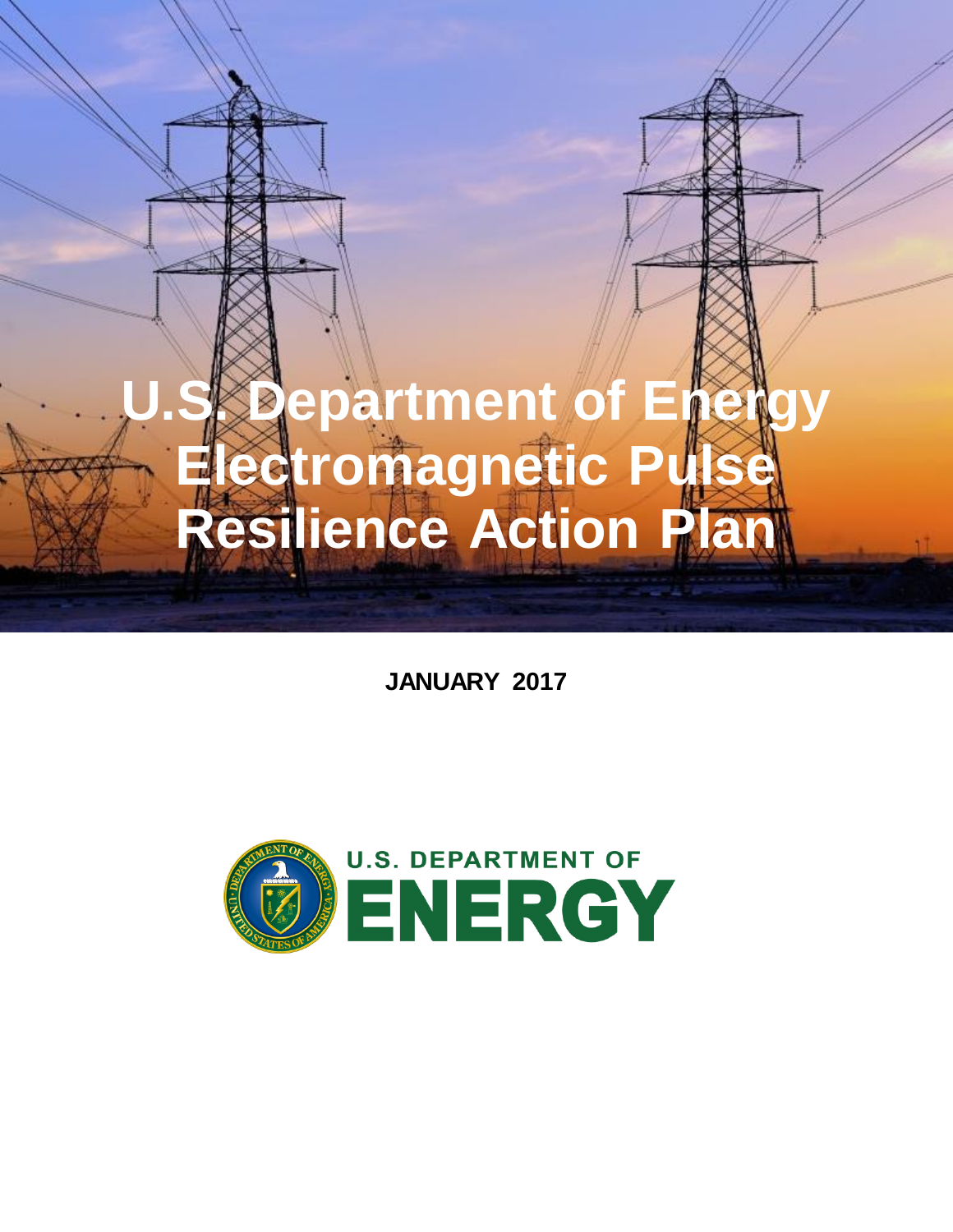# U.S. Department of Energy Electromagnetic Pulse Resilience Action Plan

**JANUARY 2017**

U.S. DEPARTMENT OF ENERGY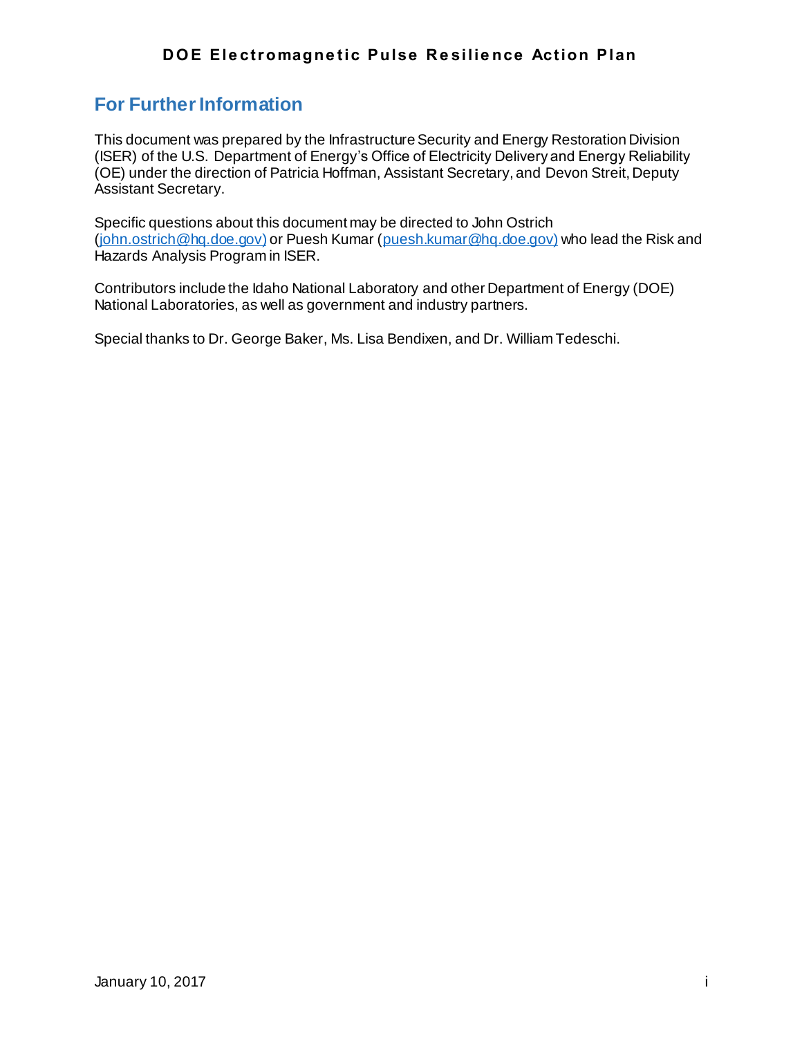## For Further Information

This document was prepared by the Infrastructure Security and Energy Restoration Division (ISER) of the U.S. Department of Energy's Office of Electricity Delivery and Energy Reliability (OE) under the direction of Patricia Hoffman, Assistant Secretary, and Devon Streit, Deputy Assistant Secretary.

Specific questions about this document may be directed to John Ostrich (john.ostrich@hq.doe.gov) or Puesh Kumar (puesh.kumar@hq.doe.gov) who lead the Risk and Hazards Analysis Program in ISER.

Contributors include the Idaho National Laboratory and other Department of Energy (DOE) National Laboratories, as well as government and industry partners.

Special thanks to Dr. George Baker, Ms. Lisa Bendixen, and Dr. William Tedeschi.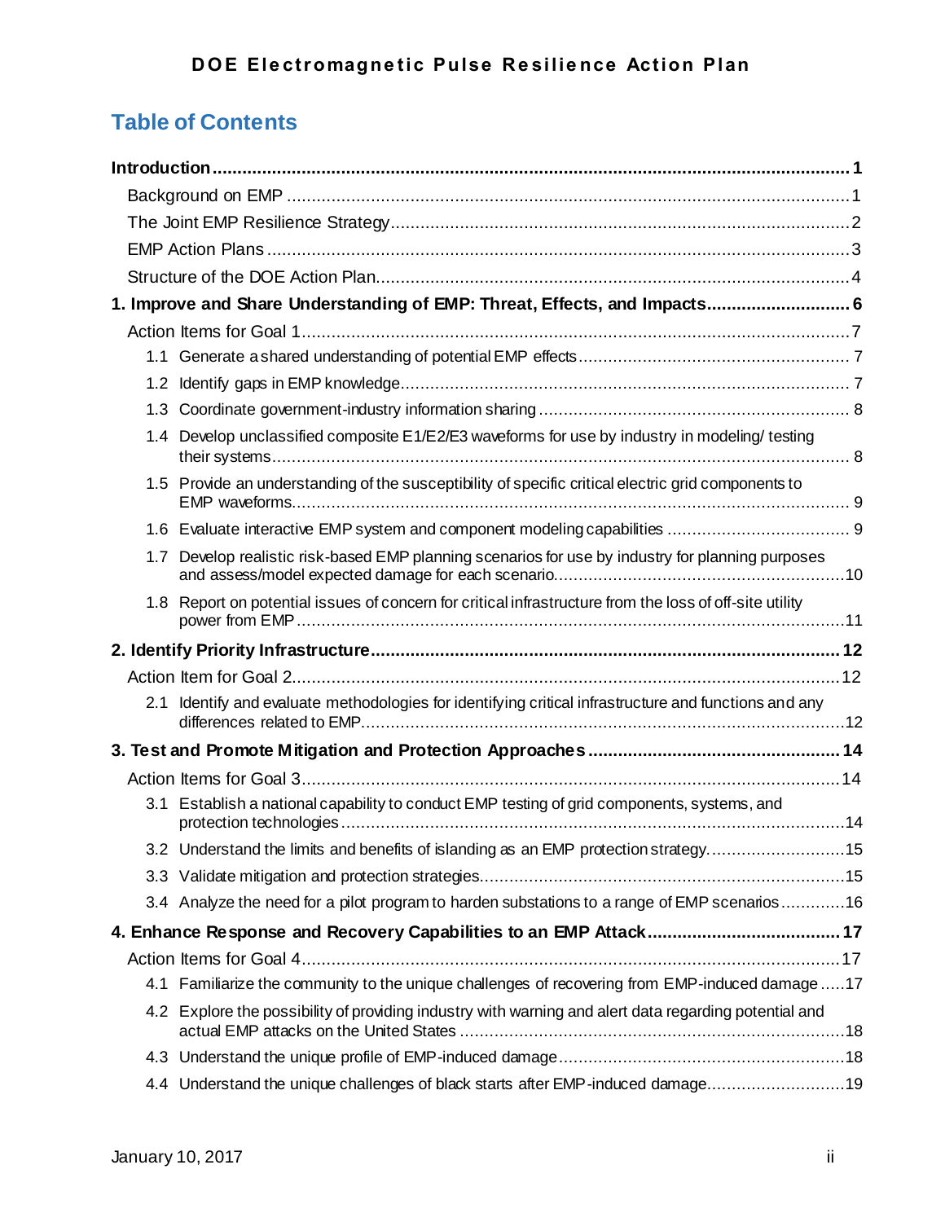## Table of Contents

**Introduction ..... 1**

- Background on EMP ..... 1
- The Joint EMP Resilience Strategy ..... 2
- EMP Action Plans ..... 3
- Structure of the DOE Action Plan ..... 4

**1. Improve and Share Understanding of EMP: Threat, Effects, and Impacts ..... 6**

- Action Items for Goal 1 ..... 7
  - 1.1 Generate a shared understanding of potential EMP effects ..... 7
  - 1.2 Identify gaps in EMP knowledge ..... 7
  - 1.3 Coordinate government-industry information sharing ..... 8
  - 1.4 Develop unclassified composite E1/E2/E3 waveforms for use by industry in modeling/ testing their systems ..... 8
  - 1.5 Provide an understanding of the susceptibility of specific critical electric grid components to EMP waveforms ..... 9
  - 1.6 Evaluate interactive EMP system and component modeling capabilities ..... 9
  - 1.7 Develop realistic risk-based EMP planning scenarios for use by industry for planning purposes and assess/model expected damage for each scenario ..... 10
  - 1.8 Report on potential issues of concern for critical infrastructure from the loss of off-site utility power from EMP ..... 11

**2. Identify Priority Infrastructure ..... 12**

- Action Item for Goal 2 ..... 12
  - 2.1 Identify and evaluate methodologies for identifying critical infrastructure and functions and any differences related to EMP ..... 12

**3. Test and Promote Mitigation and Protection Approaches ..... 14**

- Action Items for Goal 3 ..... 14
  - 3.1 Establish a national capability to conduct EMP testing of grid components, systems, and protection technologies ..... 14
  - 3.2 Understand the limits and benefits of islanding as an EMP protection strategy ..... 15
  - 3.3 Validate mitigation and protection strategies ..... 15
  - 3.4 Analyze the need for a pilot program to harden substations to a range of EMP scenarios ..... 16

**4. Enhance Response and Recovery Capabilities to an EMP Attack ..... 17**

- Action Items for Goal 4 ..... 17
  - 4.1 Familiarize the community to the unique challenges of recovering from EMP-induced damage ..... 17
  - 4.2 Explore the possibility of providing industry with warning and alert data regarding potential and actual EMP attacks on the United States ..... 18
  - 4.3 Understand the unique profile of EMP-induced damage ..... 18
  - 4.4 Understand the unique challenges of black starts after EMP-induced damage ..... 19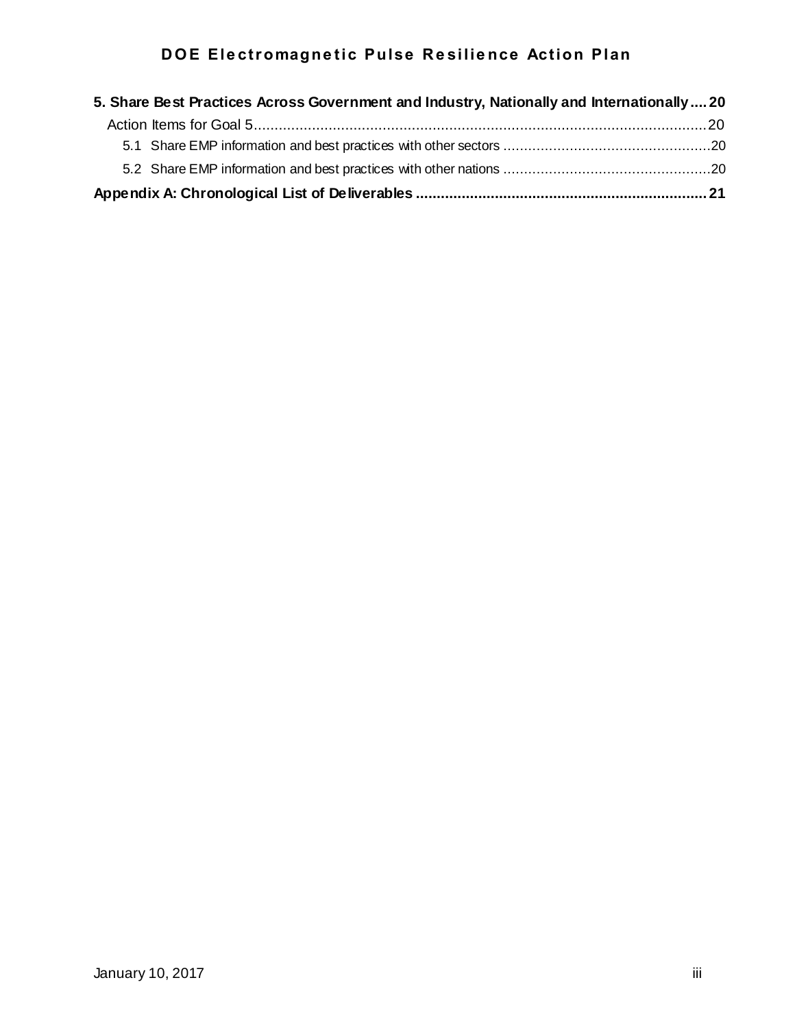**5. Share Best Practices Across Government and Industry, Nationally and Internationally .... 20**

Action Items for Goal 5 ........................................................................................................ 20

5.1 Share EMP information and best practices with other sectors ............................................ 20

5.2 Share EMP information and best practices with other nations ............................................ 20

**Appendix A: Chronological List of Deliverables ..................................................................... 21**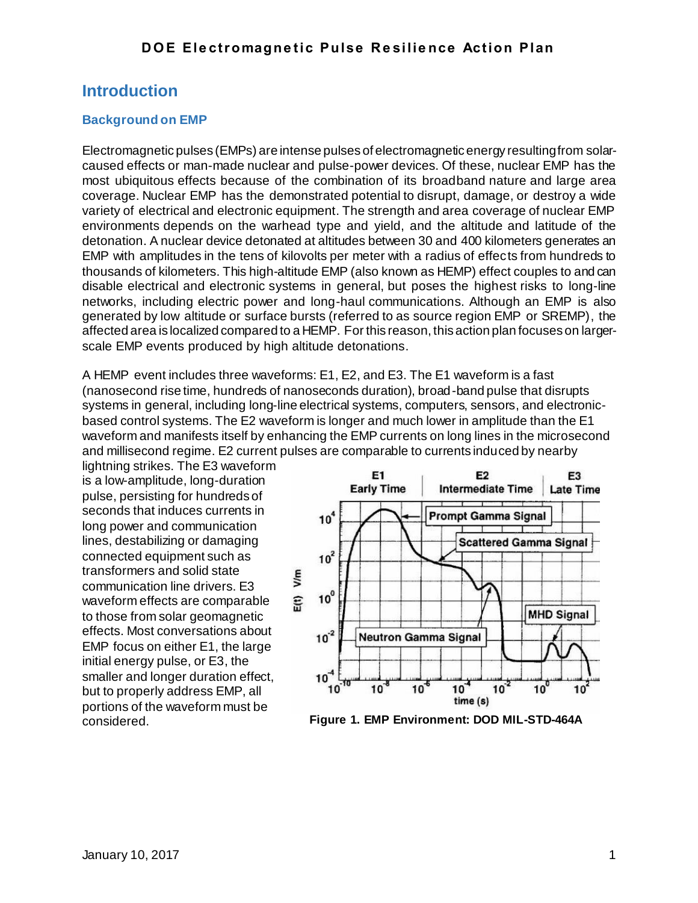# Introduction

## Background on EMP

Electromagnetic pulses (EMPs) are intense pulses of electromagnetic energy resulting from solar-caused effects or man-made nuclear and pulse-power devices. Of these, nuclear EMP has the most ubiquitous effects because of the combination of its broadband nature and large area coverage. Nuclear EMP has the demonstrated potential to disrupt, damage, or destroy a wide variety of electrical and electronic equipment. The strength and area coverage of nuclear EMP environments depends on the warhead type and yield, and the altitude and latitude of the detonation. A nuclear device detonated at altitudes between 30 and 400 kilometers generates an EMP with amplitudes in the tens of kilovolts per meter with a radius of effects from hundreds to thousands of kilometers. This high-altitude EMP (also known as HEMP) effect couples to and can disable electrical and electronic systems in general, but poses the highest risks to long-line networks, including electric power and long-haul communications. Although an EMP is also generated by low altitude or surface bursts (referred to as source region EMP or SREMP), the affected area is localized compared to a HEMP. For this reason, this action plan focuses on larger-scale EMP events produced by high altitude detonations.

A HEMP event includes three waveforms: E1, E2, and E3. The E1 waveform is a fast (nanosecond rise time, hundreds of nanoseconds duration), broad-band pulse that disrupts systems in general, including long-line electrical systems, computers, sensors, and electronic-based control systems. The E2 waveform is longer and much lower in amplitude than the E1 waveform and manifests itself by enhancing the EMP currents on long lines in the microsecond and millisecond regime. E2 current pulses are comparable to currents induced by nearby lightning strikes. The E3 waveform is a low-amplitude, long-duration pulse, persisting for hundreds of seconds that induces currents in long power and communication lines, destabilizing or damaging connected equipment such as transformers and solid state communication line drivers. E3 waveform effects are comparable to those from solar geomagnetic effects. Most conversations about EMP focus on either E1, the large initial energy pulse, or E3, the smaller and longer duration effect, but to properly address EMP, all portions of the waveform must be considered.

**Figure 1. EMP Environment: DOD MIL-STD-464A**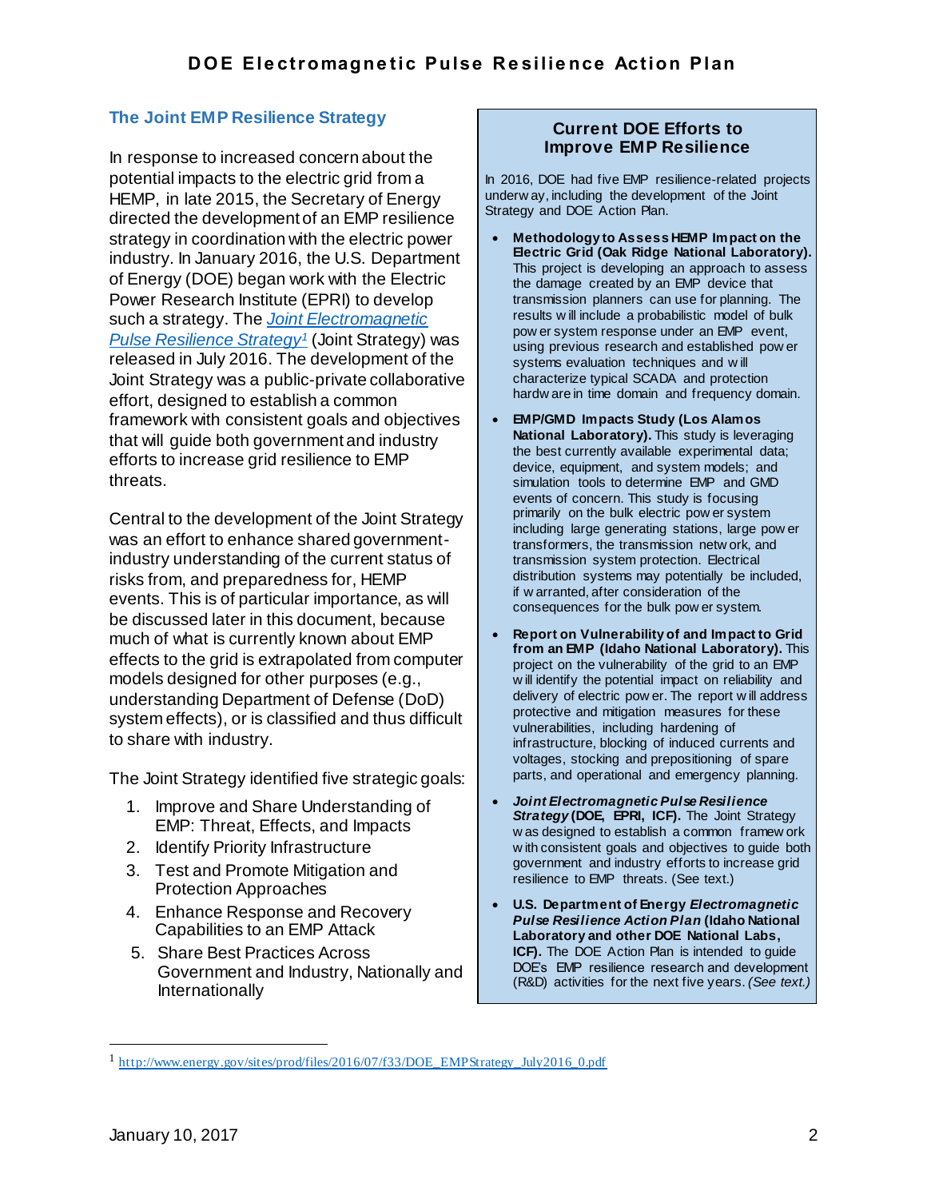## The Joint EMP Resilience Strategy

In response to increased concern about the potential impacts to the electric grid from a HEMP, in late 2015, the Secretary of Energy directed the development of an EMP resilience strategy in coordination with the electric power industry. In January 2016, the U.S. Department of Energy (DOE) began work with the Electric Power Research Institute (EPRI) to develop such a strategy. The *Joint Electromagnetic Pulse Resilience Strategy*[1] (Joint Strategy) was released in July 2016. The development of the Joint Strategy was a public-private collaborative effort, designed to establish a common framework with consistent goals and objectives that will guide both government and industry efforts to increase grid resilience to EMP threats.

Central to the development of the Joint Strategy was an effort to enhance shared government-industry understanding of the current status of risks from, and preparedness for, HEMP events. This is of particular importance, as will be discussed later in this document, because much of what is currently known about EMP effects to the grid is extrapolated from computer models designed for other purposes (e.g., understanding Department of Defense (DoD) system effects), or is classified and thus difficult to share with industry.

The Joint Strategy identified five strategic goals:

1. Improve and Share Understanding of EMP: Threat, Effects, and Impacts
2. Identify Priority Infrastructure
3. Test and Promote Mitigation and Protection Approaches
4. Enhance Response and Recovery Capabilities to an EMP Attack
5. Share Best Practices Across Government and Industry, Nationally and Internationally

### Current DOE Efforts to Improve EMP Resilience

In 2016, DOE had five EMP resilience-related projects underway, including the development of the Joint Strategy and DOE Action Plan.

- **Methodology to Assess HEMP Impact on the Electric Grid (Oak Ridge National Laboratory).** This project is developing an approach to assess the damage created by an EMP device that transmission planners can use for planning. The results will include a probabilistic model of bulk power system response under an EMP event, using previous research and established power systems evaluation techniques and will characterize typical SCADA and protection hardware in time domain and frequency domain.
- **EMP/GMD Impacts Study (Los Alamos National Laboratory).** This study is leveraging the best currently available experimental data; device, equipment, and system models; and simulation tools to determine EMP and GMD events of concern. This study is focusing primarily on the bulk electric power system including large generating stations, large power transformers, the transmission network, and transmission system protection. Electrical distribution systems may potentially be included, if warranted, after consideration of the consequences for the bulk power system.
- **Report on Vulnerability of and Impact to Grid from an EMP (Idaho National Laboratory).** This project on the vulnerability of the grid to an EMP will identify the potential impact on reliability and delivery of electric power. The report will address protective and mitigation measures for these vulnerabilities, including hardening of infrastructure, blocking of induced currents and voltages, stocking and prepositioning of spare parts, and operational and emergency planning.
- ***Joint Electromagnetic Pulse Resilience Strategy* (DOE, EPRI, ICF).** The Joint Strategy was designed to establish a common framework with consistent goals and objectives to guide both government and industry efforts to increase grid resilience to EMP threats. (See text.)
- **U.S. Department of Energy *Electromagnetic Pulse Resilience Action Plan* (Idaho National Laboratory and other DOE National Labs, ICF).** The DOE Action Plan is intended to guide DOE's EMP resilience research and development (R&D) activities for the next five years. *(See text.)*

[1] http://www.energy.gov/sites/prod/files/2016/07/f33/DOE_EMPStrategy_July2016_0.pdf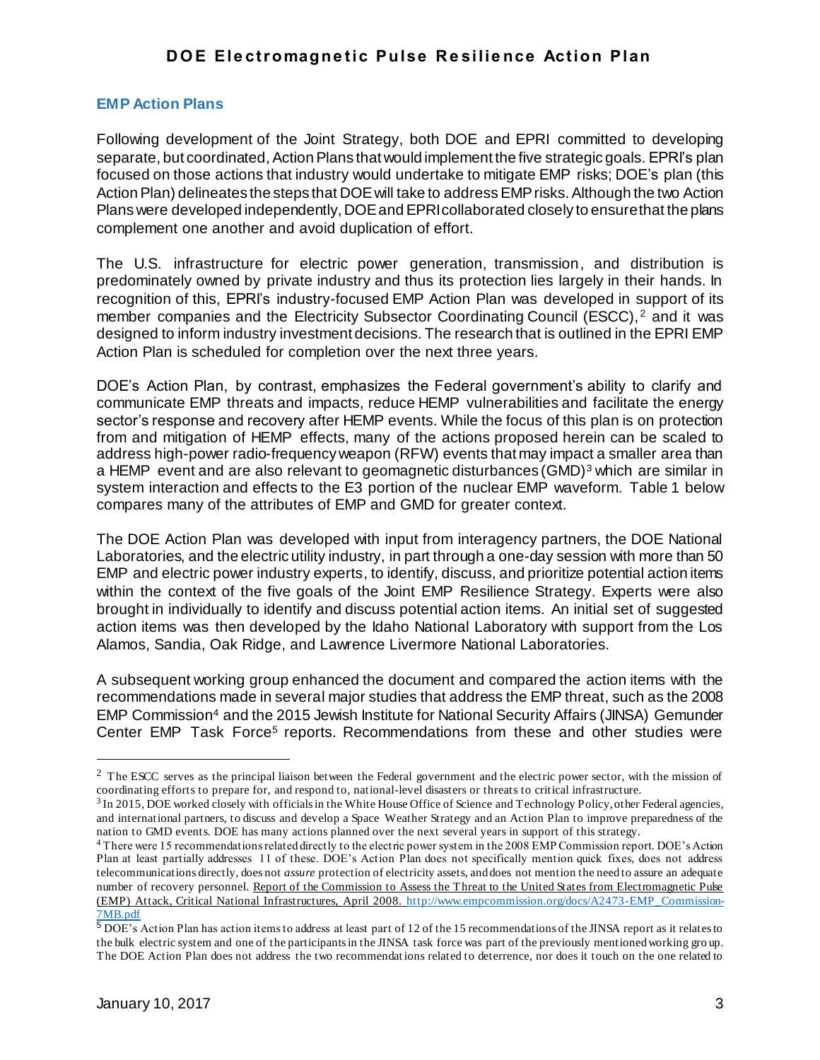## EMP Action Plans

Following development of the Joint Strategy, both DOE and EPRI committed to developing separate, but coordinated, Action Plans that would implement the five strategic goals. EPRI's plan focused on those actions that industry would undertake to mitigate EMP risks; DOE's plan (this Action Plan) delineates the steps that DOE will take to address EMP risks. Although the two Action Plans were developed independently, DOE and EPRI collaborated closely to ensure that the plans complement one another and avoid duplication of effort.

The U.S. infrastructure for electric power generation, transmission, and distribution is predominately owned by private industry and thus its protection lies largely in their hands. In recognition of this, EPRI's industry-focused EMP Action Plan was developed in support of its member companies and the Electricity Subsector Coordinating Council (ESCC),[2] and it was designed to inform industry investment decisions. The research that is outlined in the EPRI EMP Action Plan is scheduled for completion over the next three years.

DOE's Action Plan, by contrast, emphasizes the Federal government's ability to clarify and communicate EMP threats and impacts, reduce HEMP vulnerabilities and facilitate the energy sector's response and recovery after HEMP events. While the focus of this plan is on protection from and mitigation of HEMP effects, many of the actions proposed herein can be scaled to address high-power radio-frequency weapon (RFW) events that may impact a smaller area than a HEMP event and are also relevant to geomagnetic disturbances (GMD)[3] which are similar in system interaction and effects to the E3 portion of the nuclear EMP waveform. Table 1 below compares many of the attributes of EMP and GMD for greater context.

The DOE Action Plan was developed with input from interagency partners, the DOE National Laboratories, and the electric utility industry, in part through a one-day session with more than 50 EMP and electric power industry experts, to identify, discuss, and prioritize potential action items within the context of the five goals of the Joint EMP Resilience Strategy. Experts were also brought in individually to identify and discuss potential action items. An initial set of suggested action items was then developed by the Idaho National Laboratory with support from the Los Alamos, Sandia, Oak Ridge, and Lawrence Livermore National Laboratories.

A subsequent working group enhanced the document and compared the action items with the recommendations made in several major studies that address the EMP threat, such as the 2008 EMP Commission[4] and the 2015 Jewish Institute for National Security Affairs (JINSA) Gemunder Center EMP Task Force[5] reports. Recommendations from these and other studies were

---

[2] The ESCC serves as the principal liaison between the Federal government and the electric power sector, with the mission of coordinating efforts to prepare for, and respond to, national-level disasters or threats to critical infrastructure.

[3] In 2015, DOE worked closely with officials in the White House Office of Science and Technology Policy, other Federal agencies, and international partners, to discuss and develop a Space Weather Strategy and an Action Plan to improve preparedness of the nation to GMD events. DOE has many actions planned over the next several years in support of this strategy.

[4] There were 15 recommendations related directly to the electric power system in the 2008 EMP Commission report. DOE's Action Plan at least partially addresses 11 of these. DOE's Action Plan does not specifically mention quick fixes, does not address telecommunications directly, does not *assure* protection of electricity assets, and does not mention the need to assure an adequate number of recovery personnel. Report of the Commission to Assess the Threat to the United States from Electromagnetic Pulse (EMP) Attack, Critical National Infrastructures, April 2008. http://www.empcommission.org/docs/A2473-EMP_Commission-7MB.pdf

[5] DOE's Action Plan has action items to address at least part of 12 of the 15 recommendations of the JINSA report as it relates to the bulk electric system and one of the participants in the JINSA task force was part of the previously mentioned working group. The DOE Action Plan does not address the two recommendations related to deterrence, nor does it touch on the one related to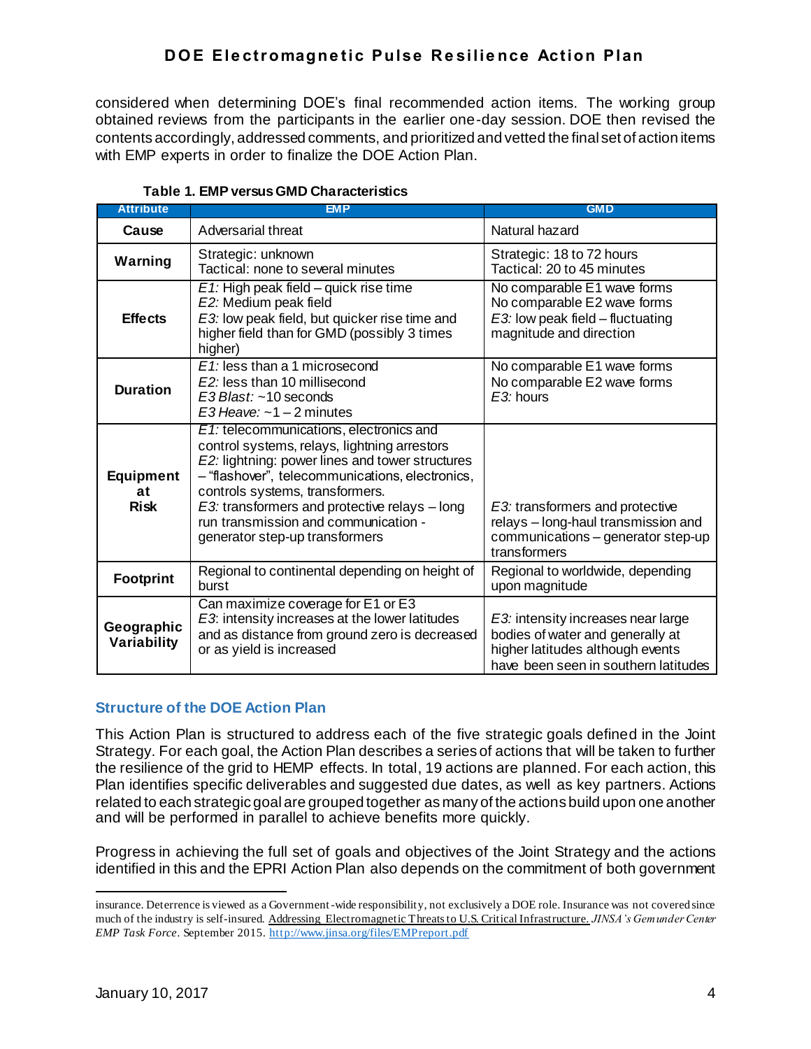considered when determining DOE's final recommended action items. The working group obtained reviews from the participants in the earlier one-day session. DOE then revised the contents accordingly, addressed comments, and prioritized and vetted the final set of action items with EMP experts in order to finalize the DOE Action Plan.

**Table 1. EMP versus GMD Characteristics**

| Attribute | EMP | GMD |
|---|---|---|
| **Cause** | Adversarial threat | Natural hazard |
| **Warning** | Strategic: unknown<br>Tactical: none to several minutes | Strategic: 18 to 72 hours<br>Tactical: 20 to 45 minutes |
| **Effects** | *E1:* High peak field – quick rise time<br>*E2:* Medium peak field<br>*E3:* low peak field, but quicker rise time and higher field than for GMD (possibly 3 times higher) | No comparable E1 wave forms<br>No comparable E2 wave forms<br>*E3:* low peak field – fluctuating magnitude and direction |
| **Duration** | *E1:* less than a 1 microsecond<br>*E2:* less than 10 millisecond<br>*E3 Blast:* ~10 seconds<br>*E3 Heave:* ~1 – 2 minutes | No comparable E1 wave forms<br>No comparable E2 wave forms<br>*E3:* hours |
| **Equipment at Risk** | *E1:* telecommunications, electronics and control systems, relays, lightning arrestors<br>*E2:* lightning: power lines and tower structures – "flashover", telecommunications, electronics, controls systems, transformers.<br>*E3:* transformers and protective relays – long run transmission and communication - generator step-up transformers | *E3:* transformers and protective relays – long-haul transmission and communications – generator step-up transformers |
| **Footprint** | Regional to continental depending on height of burst | Regional to worldwide, depending upon magnitude |
| **Geographic Variability** | Can maximize coverage for E1 or E3<br>*E3*: intensity increases at the lower latitudes and as distance from ground zero is decreased or as yield is increased | *E3:* intensity increases near large bodies of water and generally at higher latitudes although events have been seen in southern latitudes |

### Structure of the DOE Action Plan

This Action Plan is structured to address each of the five strategic goals defined in the Joint Strategy. For each goal, the Action Plan describes a series of actions that will be taken to further the resilience of the grid to HEMP effects. In total, 19 actions are planned. For each action, this Plan identifies specific deliverables and suggested due dates, as well as key partners. Actions related to each strategic goal are grouped together as many of the actions build upon one another and will be performed in parallel to achieve benefits more quickly.

Progress in achieving the full set of goals and objectives of the Joint Strategy and the actions identified in this and the EPRI Action Plan also depends on the commitment of both government

---

insurance. Deterrence is viewed as a Government-wide responsibility, not exclusively a DOE role. Insurance was not covered since much of the industry is self-insured. Addressing Electromagnetic Threats to U.S. Critical Infrastructure. *JINSA's Gemunder Center EMP Task Force*. September 2015. http://www.jinsa.org/files/EMPreport.pdf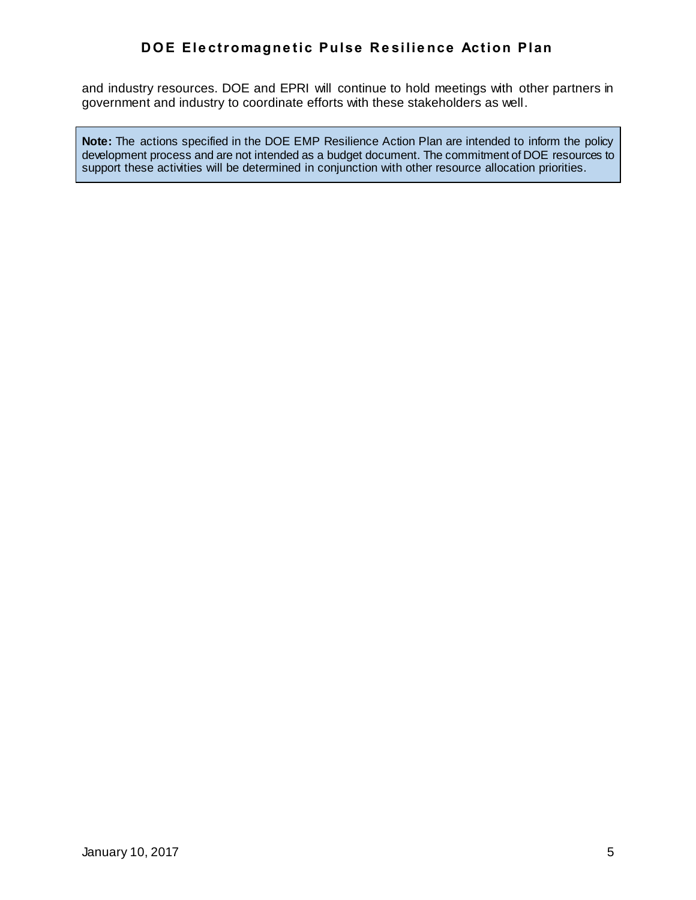and industry resources. DOE and EPRI will continue to hold meetings with other partners in government and industry to coordinate efforts with these stakeholders as well.

> **Note:** The actions specified in the DOE EMP Resilience Action Plan are intended to inform the policy development process and are not intended as a budget document. The commitment of DOE resources to support these activities will be determined in conjunction with other resource allocation priorities.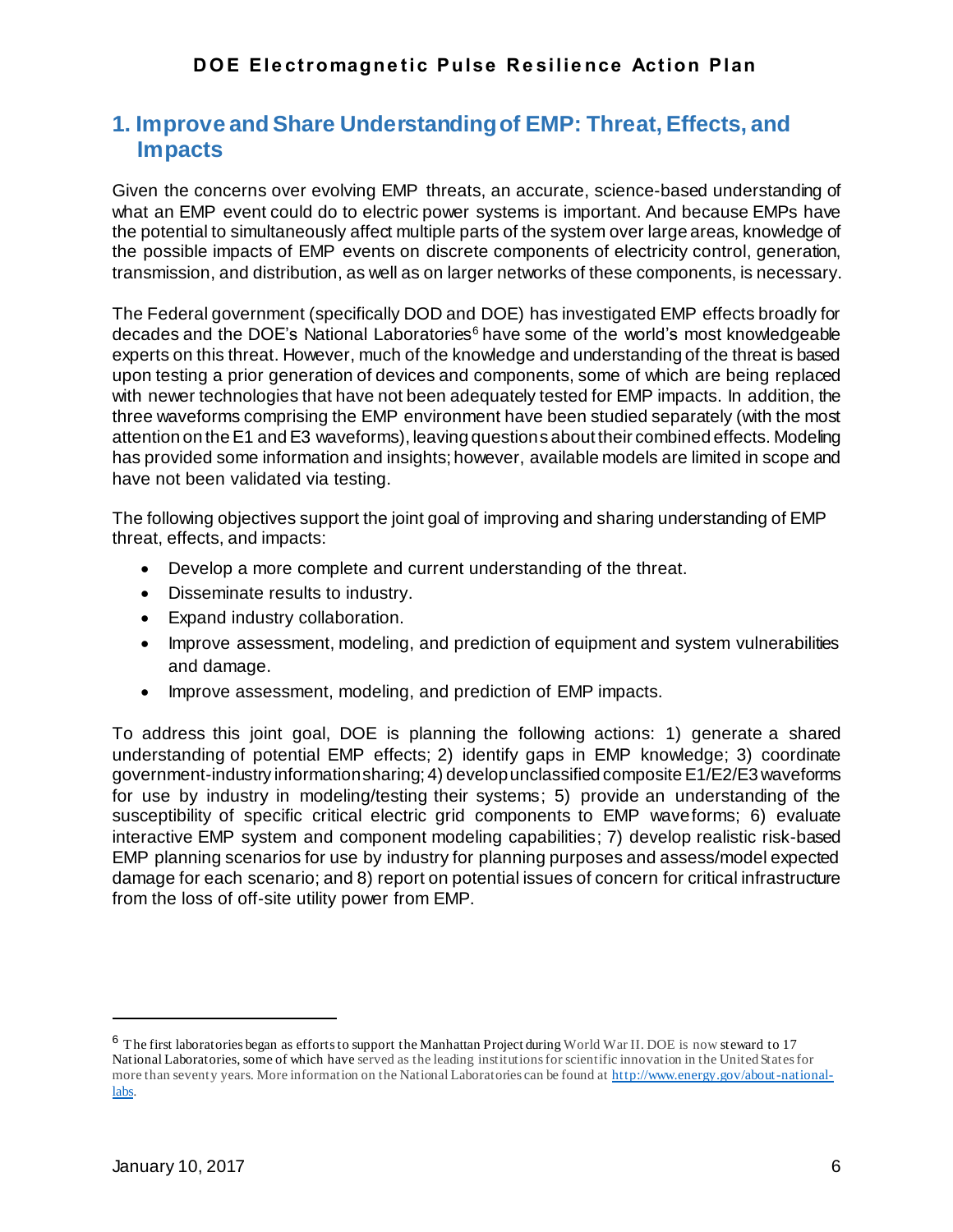# 1. Improve and Share Understanding of EMP: Threat, Effects, and Impacts

Given the concerns over evolving EMP threats, an accurate, science-based understanding of what an EMP event could do to electric power systems is important. And because EMPs have the potential to simultaneously affect multiple parts of the system over large areas, knowledge of the possible impacts of EMP events on discrete components of electricity control, generation, transmission, and distribution, as well as on larger networks of these components, is necessary.

The Federal government (specifically DOD and DOE) has investigated EMP effects broadly for decades and the DOE's National Laboratories[6] have some of the world's most knowledgeable experts on this threat. However, much of the knowledge and understanding of the threat is based upon testing a prior generation of devices and components, some of which are being replaced with newer technologies that have not been adequately tested for EMP impacts. In addition, the three waveforms comprising the EMP environment have been studied separately (with the most attention on the E1 and E3 waveforms), leaving questions about their combined effects. Modeling has provided some information and insights; however, available models are limited in scope and have not been validated via testing.

The following objectives support the joint goal of improving and sharing understanding of EMP threat, effects, and impacts:

- Develop a more complete and current understanding of the threat.
- Disseminate results to industry.
- Expand industry collaboration.
- Improve assessment, modeling, and prediction of equipment and system vulnerabilities and damage.
- Improve assessment, modeling, and prediction of EMP impacts.

To address this joint goal, DOE is planning the following actions: 1) generate a shared understanding of potential EMP effects; 2) identify gaps in EMP knowledge; 3) coordinate government-industry information sharing; 4) develop unclassified composite E1/E2/E3 waveforms for use by industry in modeling/testing their systems; 5) provide an understanding of the susceptibility of specific critical electric grid components to EMP waveforms; 6) evaluate interactive EMP system and component modeling capabilities; 7) develop realistic risk-based EMP planning scenarios for use by industry for planning purposes and assess/model expected damage for each scenario; and 8) report on potential issues of concern for critical infrastructure from the loss of off-site utility power from EMP.

[6] The first laboratories began as efforts to support the Manhattan Project during World War II. DOE is now steward to 17 National Laboratories, some of which have served as the leading institutions for scientific innovation in the United States for more than seventy years. More information on the National Laboratories can be found at http://www.energy.gov/about-national-labs.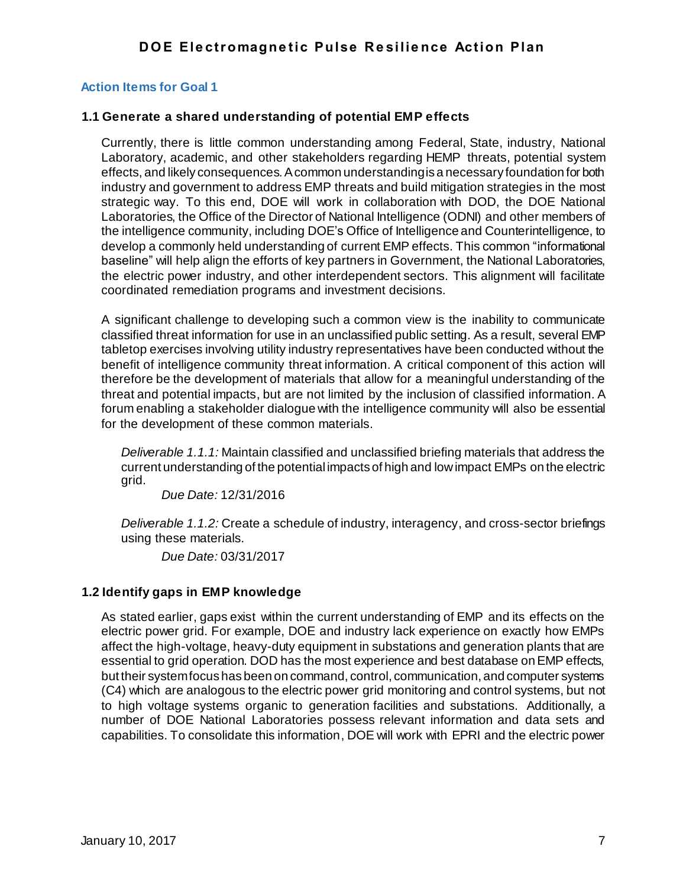### Action Items for Goal 1

#### 1.1 Generate a shared understanding of potential EMP effects

Currently, there is little common understanding among Federal, State, industry, National Laboratory, academic, and other stakeholders regarding HEMP threats, potential system effects, and likely consequences. A common understanding is a necessary foundation for both industry and government to address EMP threats and build mitigation strategies in the most strategic way. To this end, DOE will work in collaboration with DOD, the DOE National Laboratories, the Office of the Director of National Intelligence (ODNI) and other members of the intelligence community, including DOE's Office of Intelligence and Counterintelligence, to develop a commonly held understanding of current EMP effects. This common "informational baseline" will help align the efforts of key partners in Government, the National Laboratories, the electric power industry, and other interdependent sectors. This alignment will facilitate coordinated remediation programs and investment decisions.

A significant challenge to developing such a common view is the inability to communicate classified threat information for use in an unclassified public setting. As a result, several EMP tabletop exercises involving utility industry representatives have been conducted without the benefit of intelligence community threat information. A critical component of this action will therefore be the development of materials that allow for a meaningful understanding of the threat and potential impacts, but are not limited by the inclusion of classified information. A forum enabling a stakeholder dialogue with the intelligence community will also be essential for the development of these common materials.

*Deliverable 1.1.1:* Maintain classified and unclassified briefing materials that address the current understanding of the potential impacts of high and low impact EMPs on the electric grid.

*Due Date:* 12/31/2016

*Deliverable 1.1.2:* Create a schedule of industry, interagency, and cross-sector briefings using these materials.

*Due Date:* 03/31/2017

#### 1.2 Identify gaps in EMP knowledge

As stated earlier, gaps exist within the current understanding of EMP and its effects on the electric power grid. For example, DOE and industry lack experience on exactly how EMPs affect the high-voltage, heavy-duty equipment in substations and generation plants that are essential to grid operation. DOD has the most experience and best database on EMP effects, but their system focus has been on command, control, communication, and computer systems (C4) which are analogous to the electric power grid monitoring and control systems, but not to high voltage systems organic to generation facilities and substations. Additionally, a number of DOE National Laboratories possess relevant information and data sets and capabilities. To consolidate this information, DOE will work with EPRI and the electric power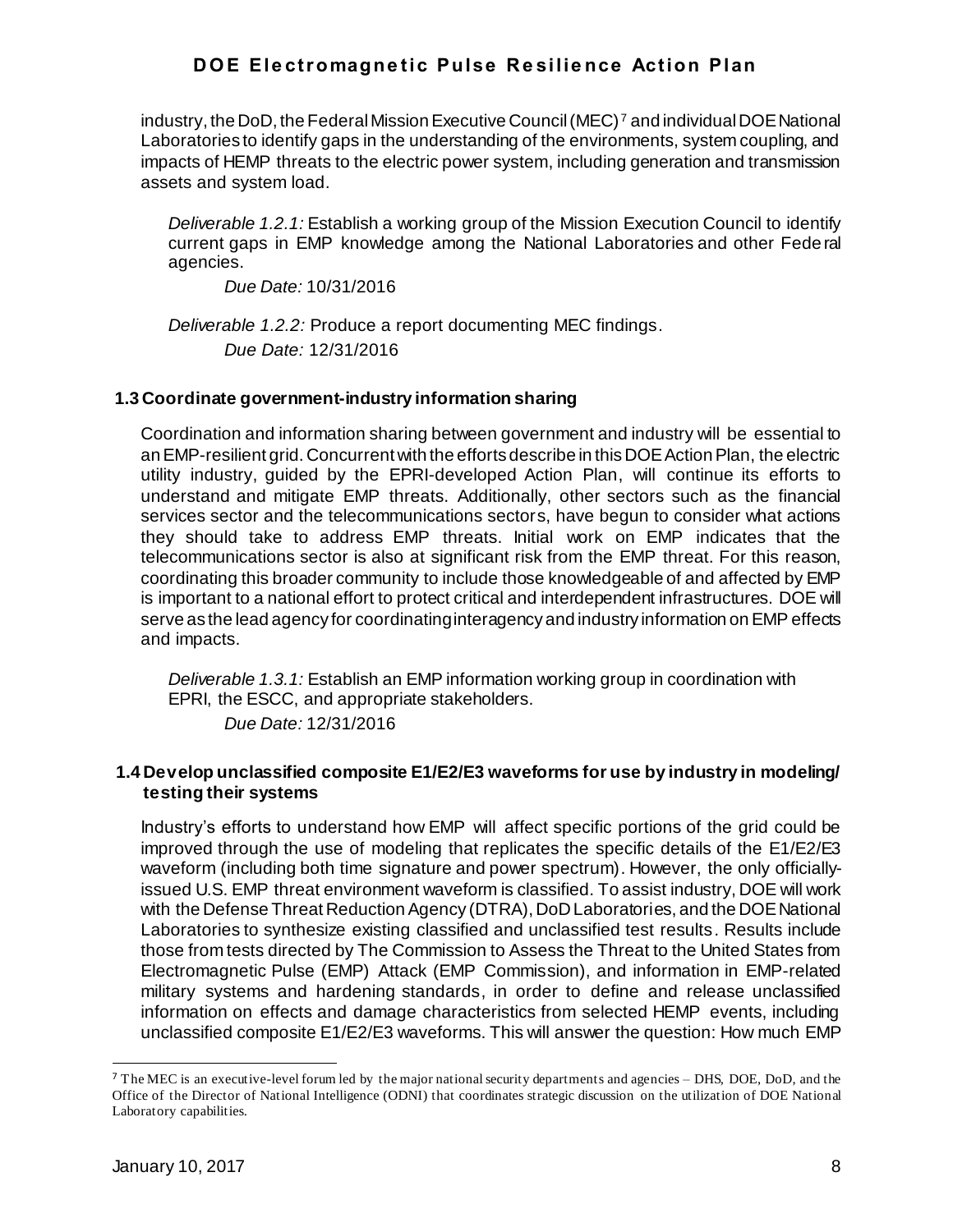industry, the DoD, the Federal Mission Executive Council (MEC)[7] and individual DOE National Laboratories to identify gaps in the understanding of the environments, system coupling, and impacts of HEMP threats to the electric power system, including generation and transmission assets and system load.

*Deliverable 1.2.1:* Establish a working group of the Mission Execution Council to identify current gaps in EMP knowledge among the National Laboratories and other Federal agencies.

*Due Date:* 10/31/2016

*Deliverable 1.2.2:* Produce a report documenting MEC findings.

*Due Date:* 12/31/2016

### 1.3 Coordinate government-industry information sharing

Coordination and information sharing between government and industry will be essential to an EMP-resilient grid. Concurrent with the efforts describe in this DOE Action Plan, the electric utility industry, guided by the EPRI-developed Action Plan, will continue its efforts to understand and mitigate EMP threats. Additionally, other sectors such as the financial services sector and the telecommunications sectors, have begun to consider what actions they should take to address EMP threats. Initial work on EMP indicates that the telecommunications sector is also at significant risk from the EMP threat. For this reason, coordinating this broader community to include those knowledgeable of and affected by EMP is important to a national effort to protect critical and interdependent infrastructures. DOE will serve as the lead agency for coordinating interagency and industry information on EMP effects and impacts.

*Deliverable 1.3.1:* Establish an EMP information working group in coordination with EPRI, the ESCC, and appropriate stakeholders.

*Due Date:* 12/31/2016

### 1.4 Develop unclassified composite E1/E2/E3 waveforms for use by industry in modeling/testing their systems

Industry's efforts to understand how EMP will affect specific portions of the grid could be improved through the use of modeling that replicates the specific details of the E1/E2/E3 waveform (including both time signature and power spectrum). However, the only officially-issued U.S. EMP threat environment waveform is classified. To assist industry, DOE will work with the Defense Threat Reduction Agency (DTRA), DoD Laboratories, and the DOE National Laboratories to synthesize existing classified and unclassified test results. Results include those from tests directed by The Commission to Assess the Threat to the United States from Electromagnetic Pulse (EMP) Attack (EMP Commission), and information in EMP-related military systems and hardening standards, in order to define and release unclassified information on effects and damage characteristics from selected HEMP events, including unclassified composite E1/E2/E3 waveforms. This will answer the question: How much EMP

[7] The MEC is an executive-level forum led by the major national security departments and agencies – DHS, DOE, DoD, and the Office of the Director of National Intelligence (ODNI) that coordinates strategic discussion on the utilization of DOE National Laboratory capabilities.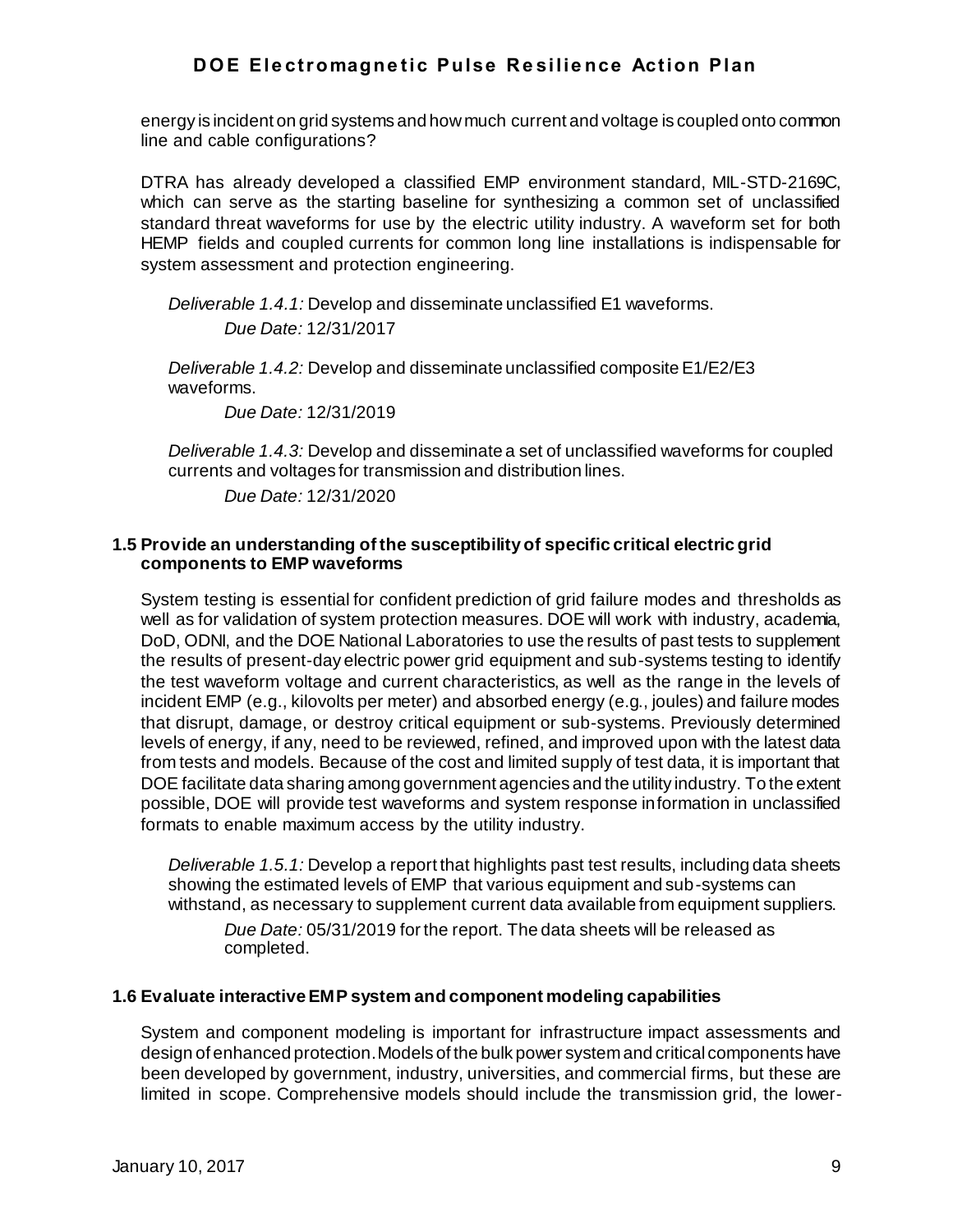energy is incident on grid systems and how much current and voltage is coupled onto common line and cable configurations?

DTRA has already developed a classified EMP environment standard, MIL-STD-2169C, which can serve as the starting baseline for synthesizing a common set of unclassified standard threat waveforms for use by the electric utility industry. A waveform set for both HEMP fields and coupled currents for common long line installations is indispensable for system assessment and protection engineering.

*Deliverable 1.4.1:* Develop and disseminate unclassified E1 waveforms.

*Due Date:* 12/31/2017

*Deliverable 1.4.2:* Develop and disseminate unclassified composite E1/E2/E3 waveforms.

*Due Date:* 12/31/2019

*Deliverable 1.4.3:* Develop and disseminate a set of unclassified waveforms for coupled currents and voltages for transmission and distribution lines.

*Due Date:* 12/31/2020

### 1.5 Provide an understanding of the susceptibility of specific critical electric grid components to EMP waveforms

System testing is essential for confident prediction of grid failure modes and thresholds as well as for validation of system protection measures. DOE will work with industry, academia, DoD, ODNI, and the DOE National Laboratories to use the results of past tests to supplement the results of present-day electric power grid equipment and sub-systems testing to identify the test waveform voltage and current characteristics, as well as the range in the levels of incident EMP (e.g., kilovolts per meter) and absorbed energy (e.g., joules) and failure modes that disrupt, damage, or destroy critical equipment or sub-systems. Previously determined levels of energy, if any, need to be reviewed, refined, and improved upon with the latest data from tests and models. Because of the cost and limited supply of test data, it is important that DOE facilitate data sharing among government agencies and the utility industry. To the extent possible, DOE will provide test waveforms and system response information in unclassified formats to enable maximum access by the utility industry.

*Deliverable 1.5.1:* Develop a report that highlights past test results, including data sheets showing the estimated levels of EMP that various equipment and sub-systems can withstand, as necessary to supplement current data available from equipment suppliers.

*Due Date:* 05/31/2019 for the report. The data sheets will be released as completed.

### 1.6 Evaluate interactive EMP system and component modeling capabilities

System and component modeling is important for infrastructure impact assessments and design of enhanced protection. Models of the bulk power system and critical components have been developed by government, industry, universities, and commercial firms, but these are limited in scope. Comprehensive models should include the transmission grid, the lower-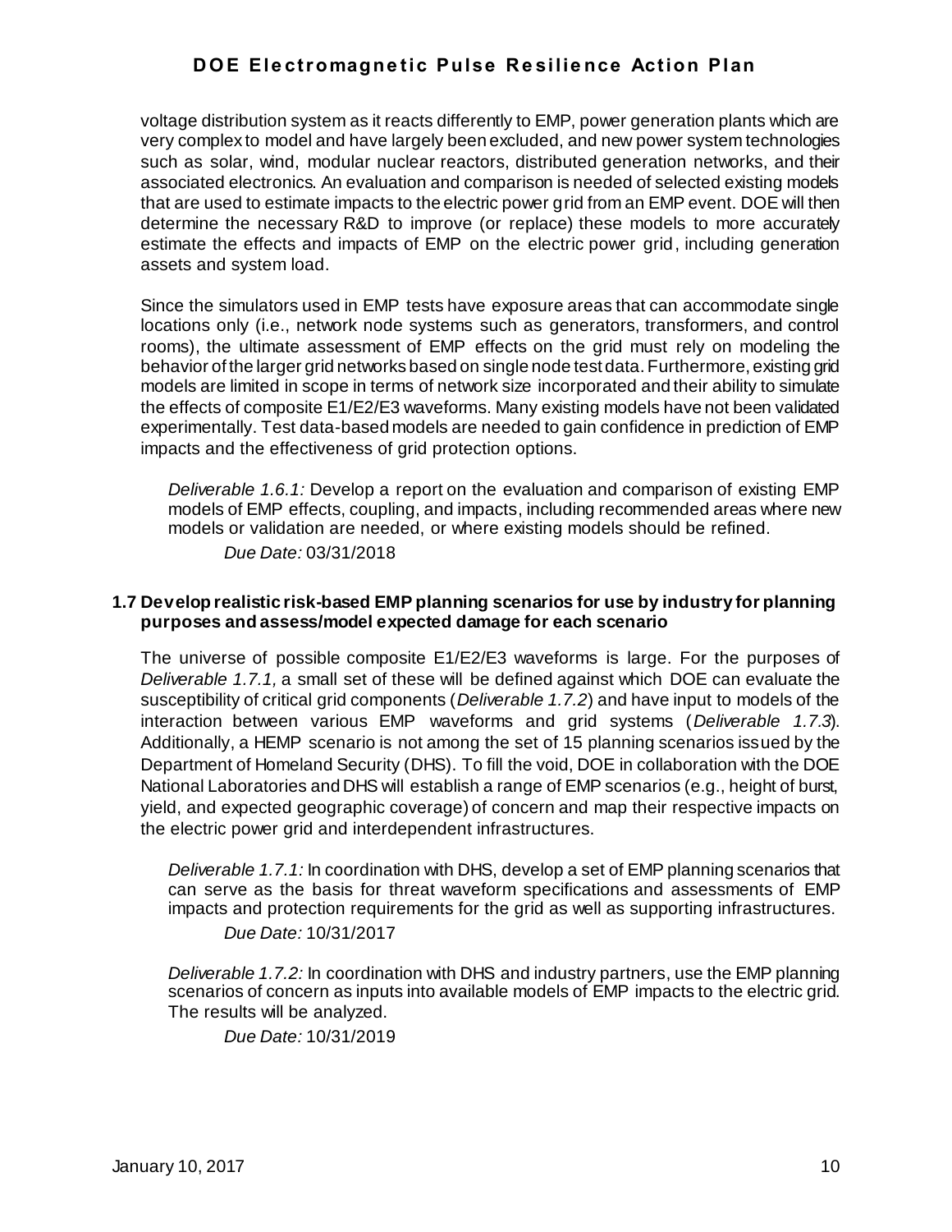voltage distribution system as it reacts differently to EMP, power generation plants which are very complex to model and have largely been excluded, and new power system technologies such as solar, wind, modular nuclear reactors, distributed generation networks, and their associated electronics. An evaluation and comparison is needed of selected existing models that are used to estimate impacts to the electric power grid from an EMP event. DOE will then determine the necessary R&D to improve (or replace) these models to more accurately estimate the effects and impacts of EMP on the electric power grid, including generation assets and system load.

Since the simulators used in EMP tests have exposure areas that can accommodate single locations only (i.e., network node systems such as generators, transformers, and control rooms), the ultimate assessment of EMP effects on the grid must rely on modeling the behavior of the larger grid networks based on single node test data. Furthermore, existing grid models are limited in scope in terms of network size incorporated and their ability to simulate the effects of composite E1/E2/E3 waveforms. Many existing models have not been validated experimentally. Test data-based models are needed to gain confidence in prediction of EMP impacts and the effectiveness of grid protection options.

*Deliverable 1.6.1:* Develop a report on the evaluation and comparison of existing EMP models of EMP effects, coupling, and impacts, including recommended areas where new models or validation are needed, or where existing models should be refined.

*Due Date:* 03/31/2018

### 1.7 Develop realistic risk-based EMP planning scenarios for use by industry for planning purposes and assess/model expected damage for each scenario

The universe of possible composite E1/E2/E3 waveforms is large. For the purposes of *Deliverable 1.7.1,* a small set of these will be defined against which DOE can evaluate the susceptibility of critical grid components (*Deliverable 1.7.2*) and have input to models of the interaction between various EMP waveforms and grid systems (*Deliverable 1.7.3*). Additionally, a HEMP scenario is not among the set of 15 planning scenarios issued by the Department of Homeland Security (DHS). To fill the void, DOE in collaboration with the DOE National Laboratories and DHS will establish a range of EMP scenarios (e.g., height of burst, yield, and expected geographic coverage) of concern and map their respective impacts on the electric power grid and interdependent infrastructures.

*Deliverable 1.7.1:* In coordination with DHS, develop a set of EMP planning scenarios that can serve as the basis for threat waveform specifications and assessments of EMP impacts and protection requirements for the grid as well as supporting infrastructures.

*Due Date:* 10/31/2017

*Deliverable 1.7.2:* In coordination with DHS and industry partners, use the EMP planning scenarios of concern as inputs into available models of EMP impacts to the electric grid. The results will be analyzed.

*Due Date:* 10/31/2019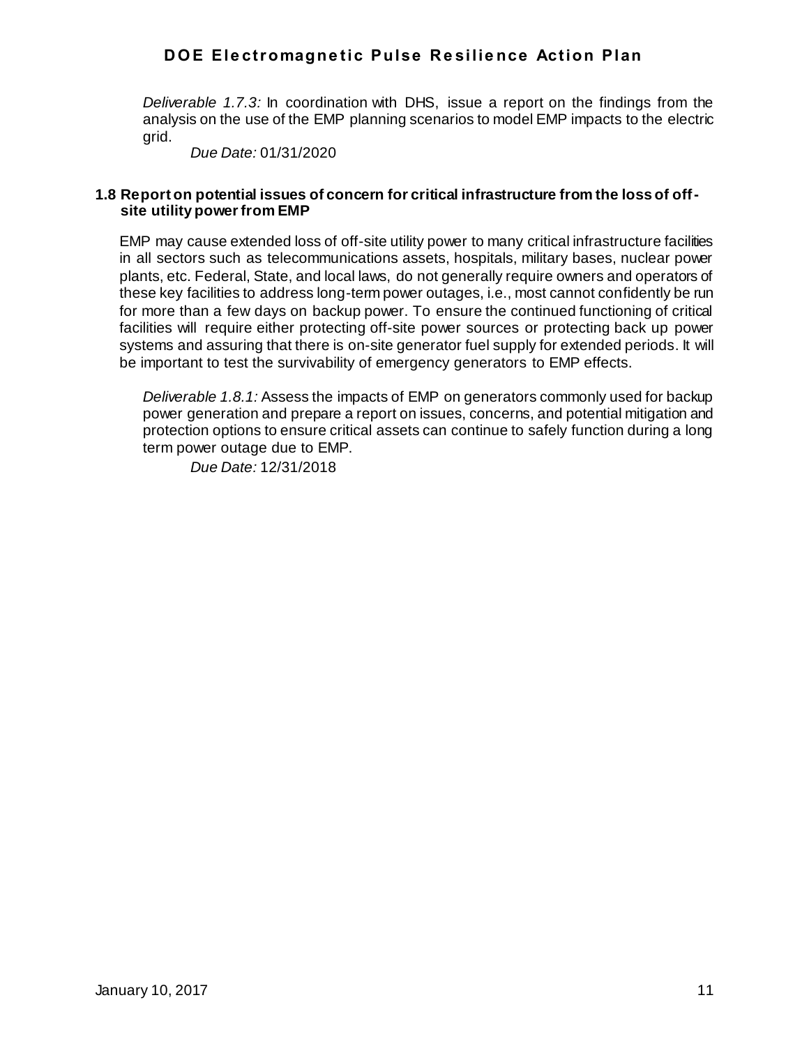*Deliverable 1.7.3:* In coordination with DHS, issue a report on the findings from the analysis on the use of the EMP planning scenarios to model EMP impacts to the electric grid.

*Due Date:* 01/31/2020

### 1.8 Report on potential issues of concern for critical infrastructure from the loss of off-site utility power from EMP

EMP may cause extended loss of off-site utility power to many critical infrastructure facilities in all sectors such as telecommunications assets, hospitals, military bases, nuclear power plants, etc. Federal, State, and local laws, do not generally require owners and operators of these key facilities to address long-term power outages, i.e., most cannot confidently be run for more than a few days on backup power. To ensure the continued functioning of critical facilities will require either protecting off-site power sources or protecting back up power systems and assuring that there is on-site generator fuel supply for extended periods. It will be important to test the survivability of emergency generators to EMP effects.

*Deliverable 1.8.1:* Assess the impacts of EMP on generators commonly used for backup power generation and prepare a report on issues, concerns, and potential mitigation and protection options to ensure critical assets can continue to safely function during a long term power outage due to EMP.

*Due Date:* 12/31/2018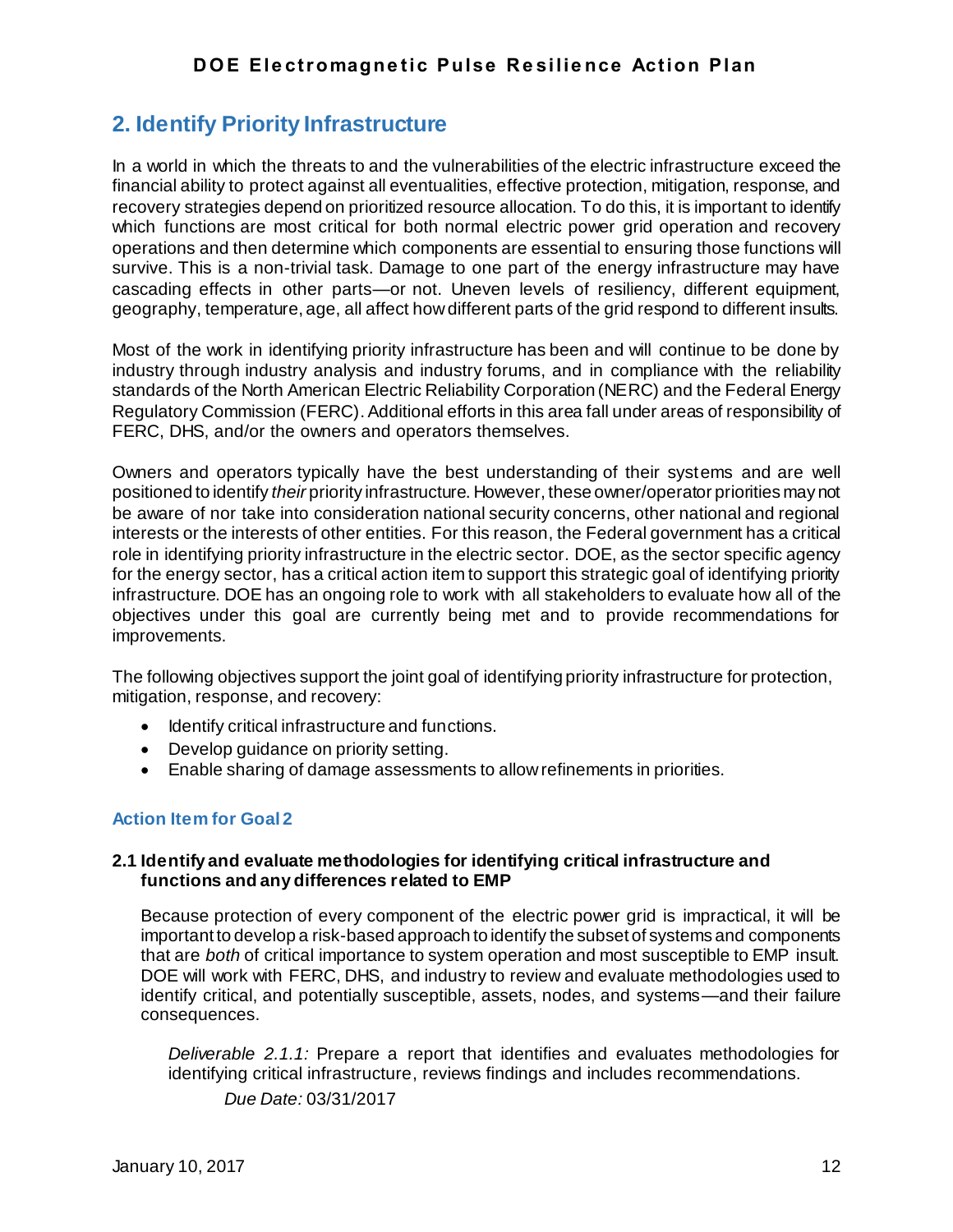## 2. Identify Priority Infrastructure

In a world in which the threats to and the vulnerabilities of the electric infrastructure exceed the financial ability to protect against all eventualities, effective protection, mitigation, response, and recovery strategies depend on prioritized resource allocation. To do this, it is important to identify which functions are most critical for both normal electric power grid operation and recovery operations and then determine which components are essential to ensuring those functions will survive. This is a non-trivial task. Damage to one part of the energy infrastructure may have cascading effects in other parts—or not. Uneven levels of resiliency, different equipment, geography, temperature, age, all affect how different parts of the grid respond to different insults.

Most of the work in identifying priority infrastructure has been and will continue to be done by industry through industry analysis and industry forums, and in compliance with the reliability standards of the North American Electric Reliability Corporation (NERC) and the Federal Energy Regulatory Commission (FERC). Additional efforts in this area fall under areas of responsibility of FERC, DHS, and/or the owners and operators themselves.

Owners and operators typically have the best understanding of their systems and are well positioned to identify *their* priority infrastructure. However, these owner/operator priorities may not be aware of nor take into consideration national security concerns, other national and regional interests or the interests of other entities. For this reason, the Federal government has a critical role in identifying priority infrastructure in the electric sector. DOE, as the sector specific agency for the energy sector, has a critical action item to support this strategic goal of identifying priority infrastructure. DOE has an ongoing role to work with all stakeholders to evaluate how all of the objectives under this goal are currently being met and to provide recommendations for improvements.

The following objectives support the joint goal of identifying priority infrastructure for protection, mitigation, response, and recovery:

- Identify critical infrastructure and functions.
- Develop guidance on priority setting.
- Enable sharing of damage assessments to allow refinements in priorities.

### Action Item for Goal 2

#### 2.1 Identify and evaluate methodologies for identifying critical infrastructure and functions and any differences related to EMP

Because protection of every component of the electric power grid is impractical, it will be important to develop a risk-based approach to identify the subset of systems and components that are *both* of critical importance to system operation and most susceptible to EMP insult. DOE will work with FERC, DHS, and industry to review and evaluate methodologies used to identify critical, and potentially susceptible, assets, nodes, and systems—and their failure consequences.

*Deliverable 2.1.1:* Prepare a report that identifies and evaluates methodologies for identifying critical infrastructure, reviews findings and includes recommendations.

*Due Date:* 03/31/2017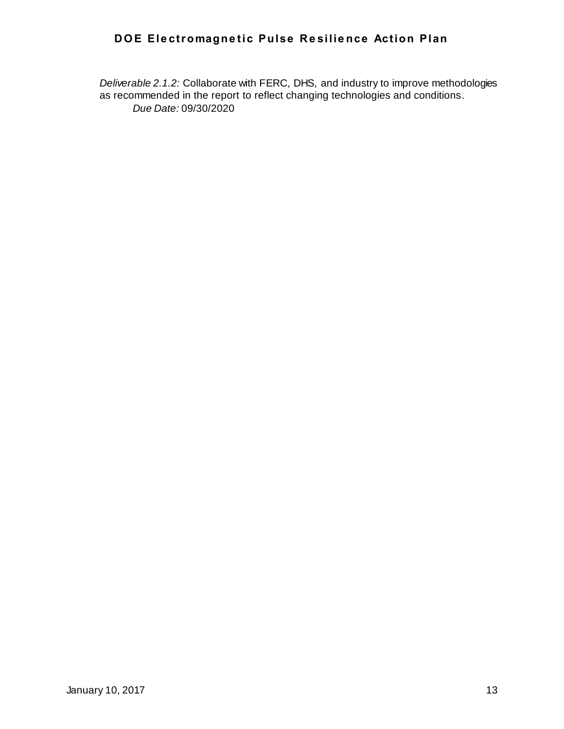*Deliverable 2.1.2:* Collaborate with FERC, DHS, and industry to improve methodologies as recommended in the report to reflect changing technologies and conditions.

*Due Date:* 09/30/2020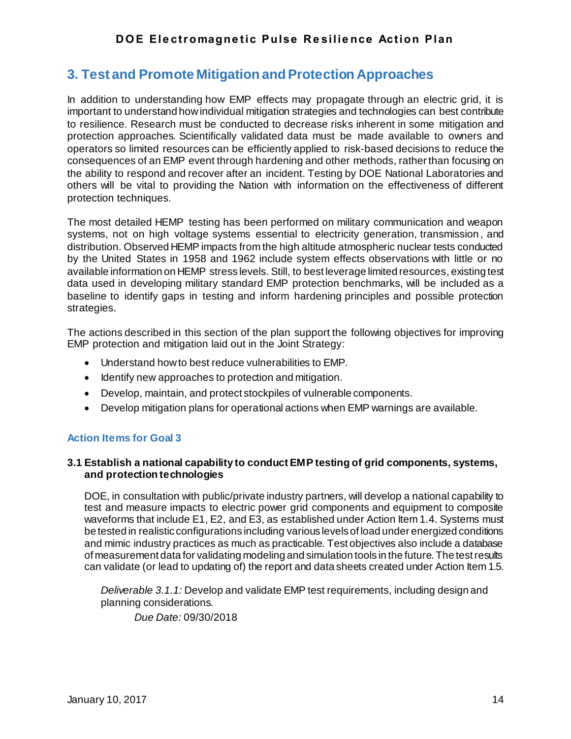## 3. Test and Promote Mitigation and Protection Approaches

In addition to understanding how EMP effects may propagate through an electric grid, it is important to understand how individual mitigation strategies and technologies can best contribute to resilience. Research must be conducted to decrease risks inherent in some mitigation and protection approaches. Scientifically validated data must be made available to owners and operators so limited resources can be efficiently applied to risk-based decisions to reduce the consequences of an EMP event through hardening and other methods, rather than focusing on the ability to respond and recover after an incident. Testing by DOE National Laboratories and others will be vital to providing the Nation with information on the effectiveness of different protection techniques.

The most detailed HEMP testing has been performed on military communication and weapon systems, not on high voltage systems essential to electricity generation, transmission, and distribution. Observed HEMP impacts from the high altitude atmospheric nuclear tests conducted by the United States in 1958 and 1962 include system effects observations with little or no available information on HEMP stress levels. Still, to best leverage limited resources, existing test data used in developing military standard EMP protection benchmarks, will be included as a baseline to identify gaps in testing and inform hardening principles and possible protection strategies.

The actions described in this section of the plan support the following objectives for improving EMP protection and mitigation laid out in the Joint Strategy:

- Understand how to best reduce vulnerabilities to EMP.
- Identify new approaches to protection and mitigation.
- Develop, maintain, and protect stockpiles of vulnerable components.
- Develop mitigation plans for operational actions when EMP warnings are available.

### Action Items for Goal 3

**3.1 Establish a national capability to conduct EMP testing of grid components, systems, and protection technologies**

DOE, in consultation with public/private industry partners, will develop a national capability to test and measure impacts to electric power grid components and equipment to composite waveforms that include E1, E2, and E3, as established under Action Item 1.4. Systems must be tested in realistic configurations including various levels of load under energized conditions and mimic industry practices as much as practicable. Test objectives also include a database of measurement data for validating modeling and simulation tools in the future. The test results can validate (or lead to updating of) the report and data sheets created under Action Item 1.5.

*Deliverable 3.1.1:* Develop and validate EMP test requirements, including design and planning considerations.

*Due Date:* 09/30/2018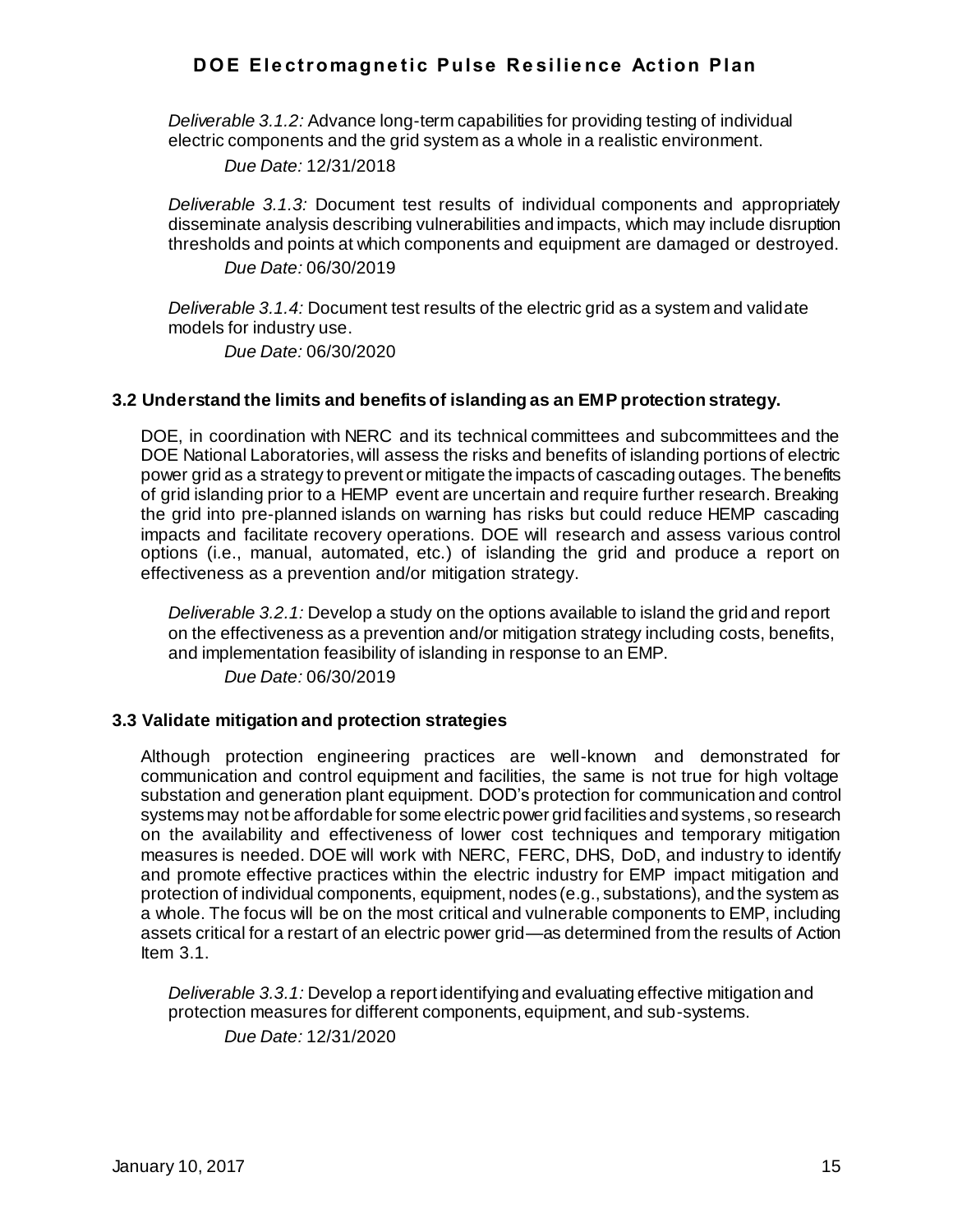*Deliverable 3.1.2:* Advance long-term capabilities for providing testing of individual electric components and the grid system as a whole in a realistic environment.

*Due Date:* 12/31/2018

*Deliverable 3.1.3:* Document test results of individual components and appropriately disseminate analysis describing vulnerabilities and impacts, which may include disruption thresholds and points at which components and equipment are damaged or destroyed.

*Due Date:* 06/30/2019

*Deliverable 3.1.4:* Document test results of the electric grid as a system and validate models for industry use.

*Due Date:* 06/30/2020

### 3.2 Understand the limits and benefits of islanding as an EMP protection strategy.

DOE, in coordination with NERC and its technical committees and subcommittees and the DOE National Laboratories, will assess the risks and benefits of islanding portions of electric power grid as a strategy to prevent or mitigate the impacts of cascading outages. The benefits of grid islanding prior to a HEMP event are uncertain and require further research. Breaking the grid into pre-planned islands on warning has risks but could reduce HEMP cascading impacts and facilitate recovery operations. DOE will research and assess various control options (i.e., manual, automated, etc.) of islanding the grid and produce a report on effectiveness as a prevention and/or mitigation strategy.

*Deliverable 3.2.1:* Develop a study on the options available to island the grid and report on the effectiveness as a prevention and/or mitigation strategy including costs, benefits, and implementation feasibility of islanding in response to an EMP.

*Due Date:* 06/30/2019

### 3.3 Validate mitigation and protection strategies

Although protection engineering practices are well-known and demonstrated for communication and control equipment and facilities, the same is not true for high voltage substation and generation plant equipment. DOD's protection for communication and control systems may not be affordable for some electric power grid facilities and systems, so research on the availability and effectiveness of lower cost techniques and temporary mitigation measures is needed. DOE will work with NERC, FERC, DHS, DoD, and industry to identify and promote effective practices within the electric industry for EMP impact mitigation and protection of individual components, equipment, nodes (e.g., substations), and the system as a whole. The focus will be on the most critical and vulnerable components to EMP, including assets critical for a restart of an electric power grid—as determined from the results of Action Item 3.1.

*Deliverable 3.3.1:* Develop a report identifying and evaluating effective mitigation and protection measures for different components, equipment, and sub-systems.

*Due Date:* 12/31/2020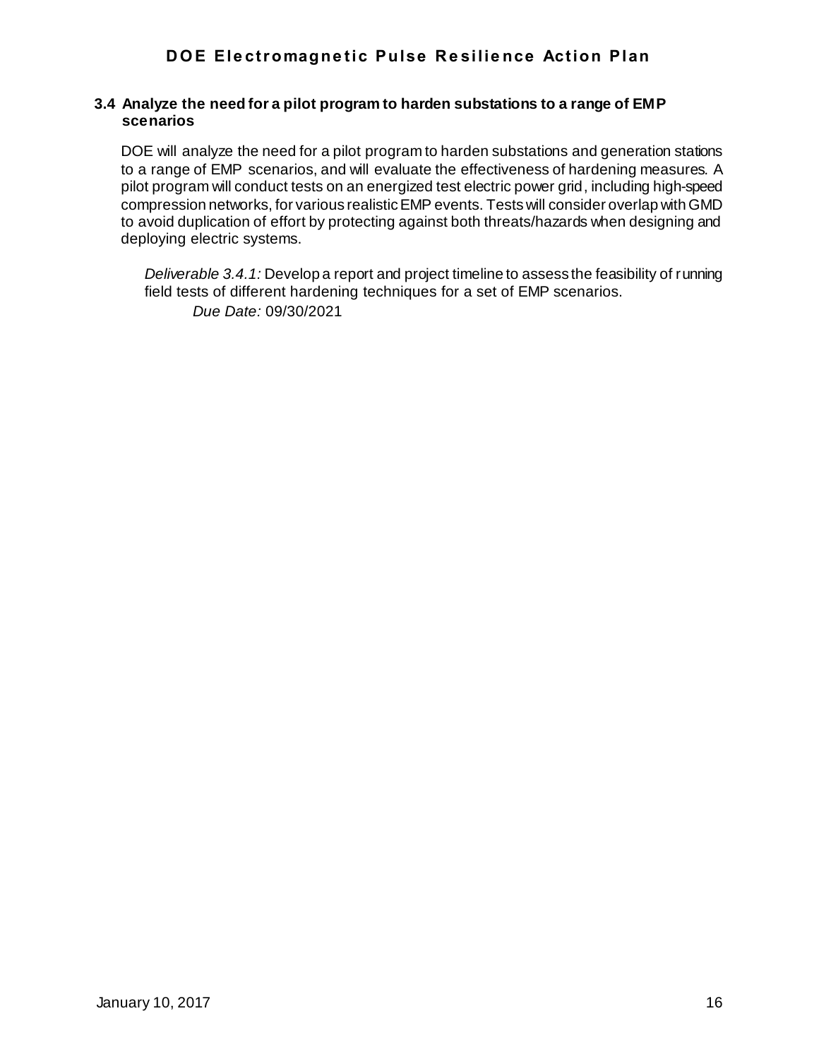### 3.4 Analyze the need for a pilot program to harden substations to a range of EMP scenarios

DOE will analyze the need for a pilot program to harden substations and generation stations to a range of EMP scenarios, and will evaluate the effectiveness of hardening measures. A pilot program will conduct tests on an energized test electric power grid, including high-speed compression networks, for various realistic EMP events. Tests will consider overlap with GMD to avoid duplication of effort by protecting against both threats/hazards when designing and deploying electric systems.

*Deliverable 3.4.1:* Develop a report and project timeline to assess the feasibility of running field tests of different hardening techniques for a set of EMP scenarios.

*Due Date:* 09/30/2021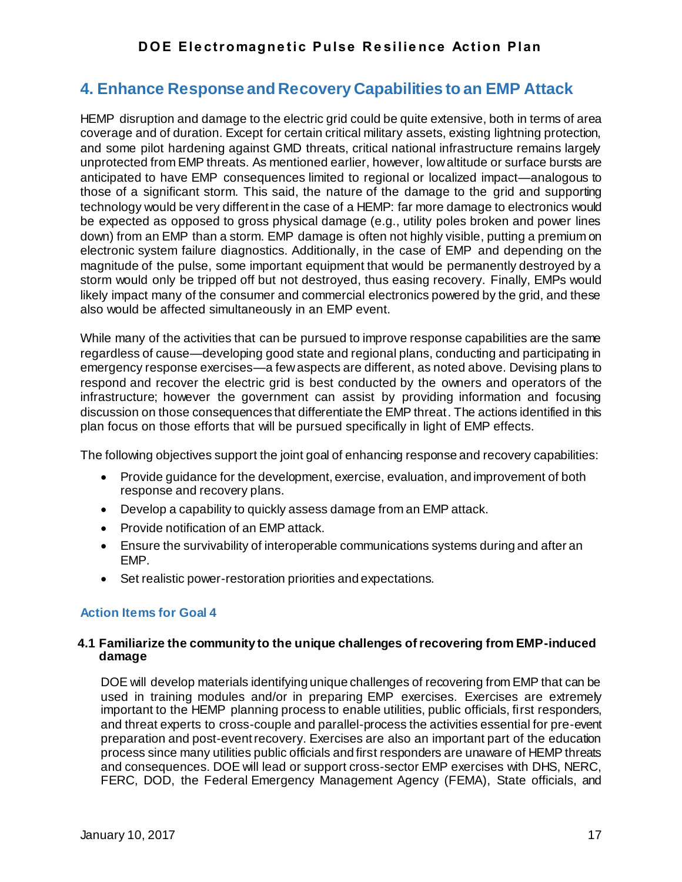# 4. Enhance Response and Recovery Capabilities to an EMP Attack

HEMP disruption and damage to the electric grid could be quite extensive, both in terms of area coverage and of duration. Except for certain critical military assets, existing lightning protection, and some pilot hardening against GMD threats, critical national infrastructure remains largely unprotected from EMP threats. As mentioned earlier, however, low altitude or surface bursts are anticipated to have EMP consequences limited to regional or localized impact—analogous to those of a significant storm. This said, the nature of the damage to the grid and supporting technology would be very different in the case of a HEMP: far more damage to electronics would be expected as opposed to gross physical damage (e.g., utility poles broken and power lines down) from an EMP than a storm. EMP damage is often not highly visible, putting a premium on electronic system failure diagnostics. Additionally, in the case of EMP and depending on the magnitude of the pulse, some important equipment that would be permanently destroyed by a storm would only be tripped off but not destroyed, thus easing recovery. Finally, EMPs would likely impact many of the consumer and commercial electronics powered by the grid, and these also would be affected simultaneously in an EMP event.

While many of the activities that can be pursued to improve response capabilities are the same regardless of cause—developing good state and regional plans, conducting and participating in emergency response exercises—a few aspects are different, as noted above. Devising plans to respond and recover the electric grid is best conducted by the owners and operators of the infrastructure; however the government can assist by providing information and focusing discussion on those consequences that differentiate the EMP threat. The actions identified in this plan focus on those efforts that will be pursued specifically in light of EMP effects.

The following objectives support the joint goal of enhancing response and recovery capabilities:

- Provide guidance for the development, exercise, evaluation, and improvement of both response and recovery plans.
- Develop a capability to quickly assess damage from an EMP attack.
- Provide notification of an EMP attack.
- Ensure the survivability of interoperable communications systems during and after an EMP.
- Set realistic power-restoration priorities and expectations.

### Action Items for Goal 4

#### 4.1 Familiarize the community to the unique challenges of recovering from EMP-induced damage

DOE will develop materials identifying unique challenges of recovering from EMP that can be used in training modules and/or in preparing EMP exercises. Exercises are extremely important to the HEMP planning process to enable utilities, public officials, first responders, and threat experts to cross-couple and parallel-process the activities essential for pre-event preparation and post-event recovery. Exercises are also an important part of the education process since many utilities public officials and first responders are unaware of HEMP threats and consequences. DOE will lead or support cross-sector EMP exercises with DHS, NERC, FERC, DOD, the Federal Emergency Management Agency (FEMA), State officials, and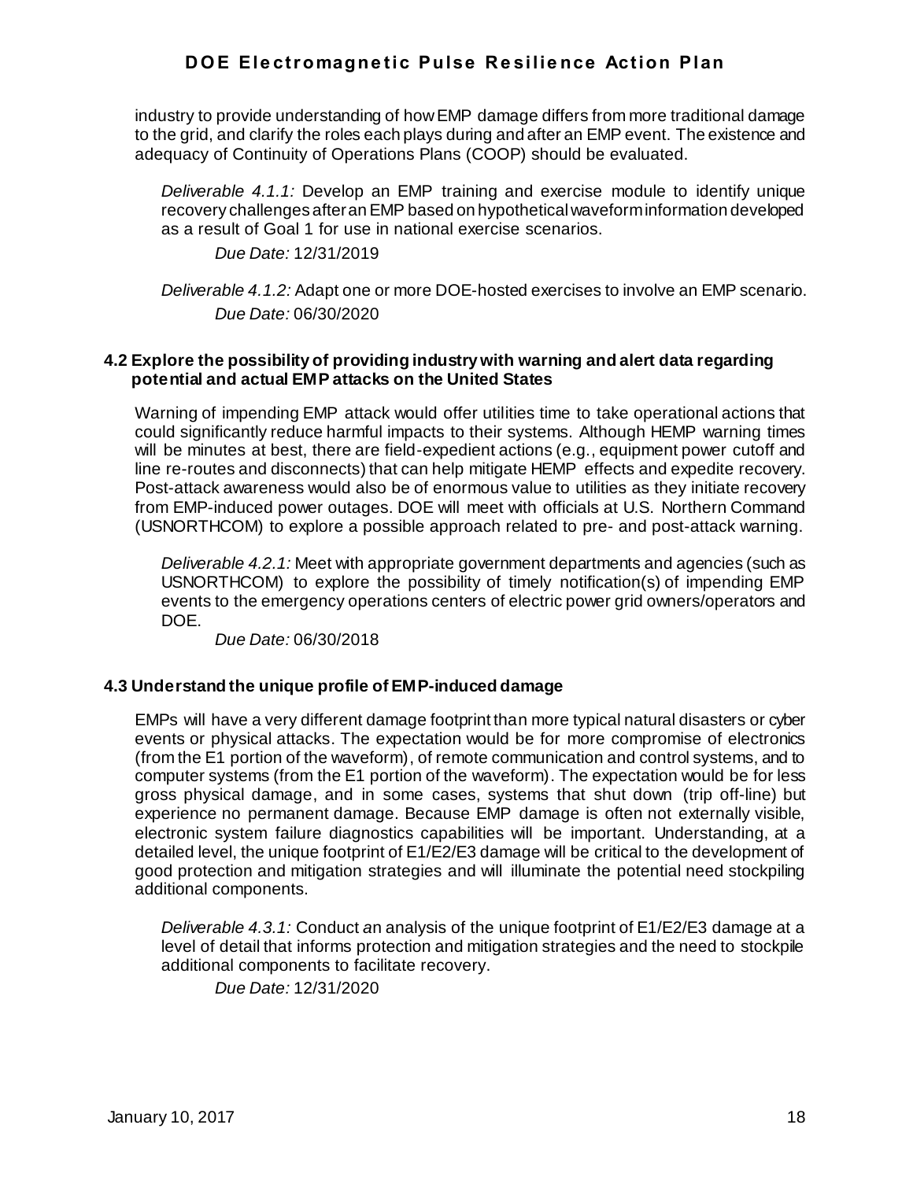industry to provide understanding of how EMP damage differs from more traditional damage to the grid, and clarify the roles each plays during and after an EMP event. The existence and adequacy of Continuity of Operations Plans (COOP) should be evaluated.

*Deliverable 4.1.1:* Develop an EMP training and exercise module to identify unique recovery challenges after an EMP based on hypothetical waveform information developed as a result of Goal 1 for use in national exercise scenarios.

*Due Date:* 12/31/2019

*Deliverable 4.1.2:* Adapt one or more DOE-hosted exercises to involve an EMP scenario.

*Due Date:* 06/30/2020

### 4.2 Explore the possibility of providing industry with warning and alert data regarding potential and actual EMP attacks on the United States

Warning of impending EMP attack would offer utilities time to take operational actions that could significantly reduce harmful impacts to their systems. Although HEMP warning times will be minutes at best, there are field-expedient actions (e.g., equipment power cutoff and line re-routes and disconnects) that can help mitigate HEMP effects and expedite recovery. Post-attack awareness would also be of enormous value to utilities as they initiate recovery from EMP-induced power outages. DOE will meet with officials at U.S. Northern Command (USNORTHCOM) to explore a possible approach related to pre- and post-attack warning.

*Deliverable 4.2.1:* Meet with appropriate government departments and agencies (such as USNORTHCOM) to explore the possibility of timely notification(s) of impending EMP events to the emergency operations centers of electric power grid owners/operators and DOE.

*Due Date:* 06/30/2018

### 4.3 Understand the unique profile of EMP-induced damage

EMPs will have a very different damage footprint than more typical natural disasters or cyber events or physical attacks. The expectation would be for more compromise of electronics (from the E1 portion of the waveform), of remote communication and control systems, and to computer systems (from the E1 portion of the waveform). The expectation would be for less gross physical damage, and in some cases, systems that shut down (trip off-line) but experience no permanent damage. Because EMP damage is often not externally visible, electronic system failure diagnostics capabilities will be important. Understanding, at a detailed level, the unique footprint of E1/E2/E3 damage will be critical to the development of good protection and mitigation strategies and will illuminate the potential need stockpiling additional components.

*Deliverable 4.3.1:* Conduct an analysis of the unique footprint of E1/E2/E3 damage at a level of detail that informs protection and mitigation strategies and the need to stockpile additional components to facilitate recovery.

*Due Date:* 12/31/2020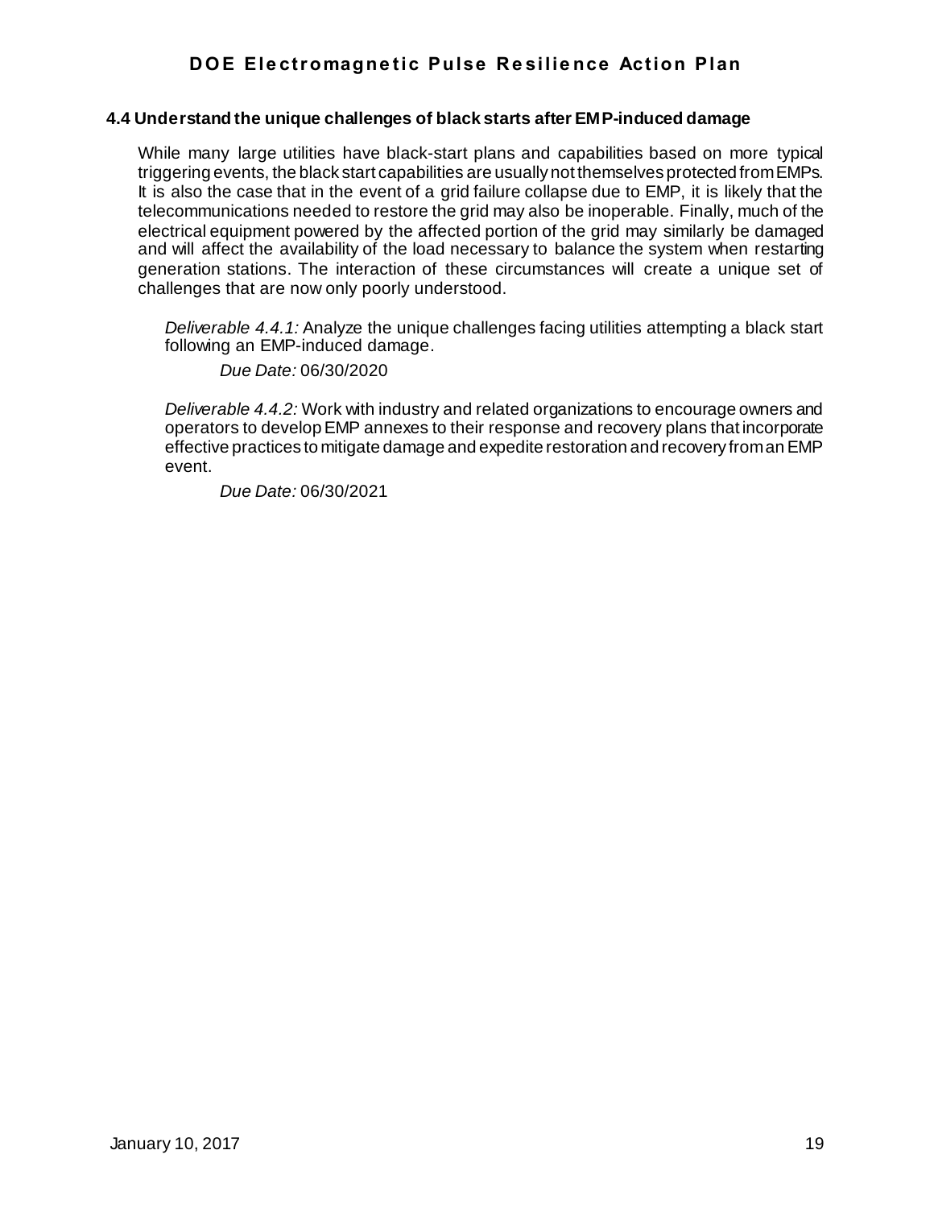### 4.4 Understand the unique challenges of black starts after EMP-induced damage

While many large utilities have black-start plans and capabilities based on more typical triggering events, the black start capabilities are usually not themselves protected from EMPs. It is also the case that in the event of a grid failure collapse due to EMP, it is likely that the telecommunications needed to restore the grid may also be inoperable. Finally, much of the electrical equipment powered by the affected portion of the grid may similarly be damaged and will affect the availability of the load necessary to balance the system when restarting generation stations. The interaction of these circumstances will create a unique set of challenges that are now only poorly understood.

*Deliverable 4.4.1:* Analyze the unique challenges facing utilities attempting a black start following an EMP-induced damage.

*Due Date:* 06/30/2020

*Deliverable 4.4.2:* Work with industry and related organizations to encourage owners and operators to develop EMP annexes to their response and recovery plans that incorporate effective practices to mitigate damage and expedite restoration and recovery from an EMP event.

*Due Date:* 06/30/2021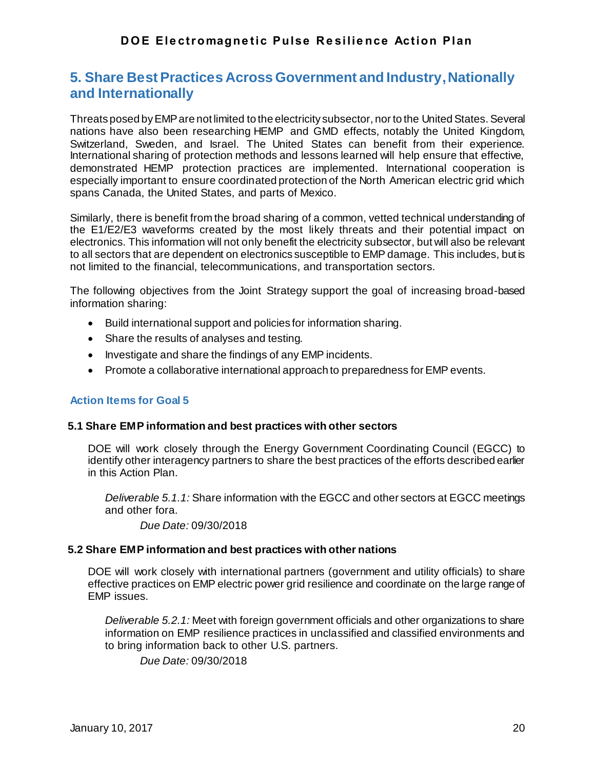## 5. Share Best Practices Across Government and Industry, Nationally and Internationally

Threats posed by EMP are not limited to the electricity subsector, nor to the United States. Several nations have also been researching HEMP and GMD effects, notably the United Kingdom, Switzerland, Sweden, and Israel. The United States can benefit from their experience. International sharing of protection methods and lessons learned will help ensure that effective, demonstrated HEMP protection practices are implemented. International cooperation is especially important to ensure coordinated protection of the North American electric grid which spans Canada, the United States, and parts of Mexico.

Similarly, there is benefit from the broad sharing of a common, vetted technical understanding of the E1/E2/E3 waveforms created by the most likely threats and their potential impact on electronics. This information will not only benefit the electricity subsector, but will also be relevant to all sectors that are dependent on electronics susceptible to EMP damage. This includes, but is not limited to the financial, telecommunications, and transportation sectors.

The following objectives from the Joint Strategy support the goal of increasing broad-based information sharing:

- Build international support and policies for information sharing.
- Share the results of analyses and testing.
- Investigate and share the findings of any EMP incidents.
- Promote a collaborative international approach to preparedness for EMP events.

### Action Items for Goal 5

#### 5.1 Share EMP information and best practices with other sectors

DOE will work closely through the Energy Government Coordinating Council (EGCC) to identify other interagency partners to share the best practices of the efforts described earlier in this Action Plan.

*Deliverable 5.1.1:* Share information with the EGCC and other sectors at EGCC meetings and other fora.

*Due Date:* 09/30/2018

#### 5.2 Share EMP information and best practices with other nations

DOE will work closely with international partners (government and utility officials) to share effective practices on EMP electric power grid resilience and coordinate on the large range of EMP issues.

*Deliverable 5.2.1:* Meet with foreign government officials and other organizations to share information on EMP resilience practices in unclassified and classified environments and to bring information back to other U.S. partners.

*Due Date:* 09/30/2018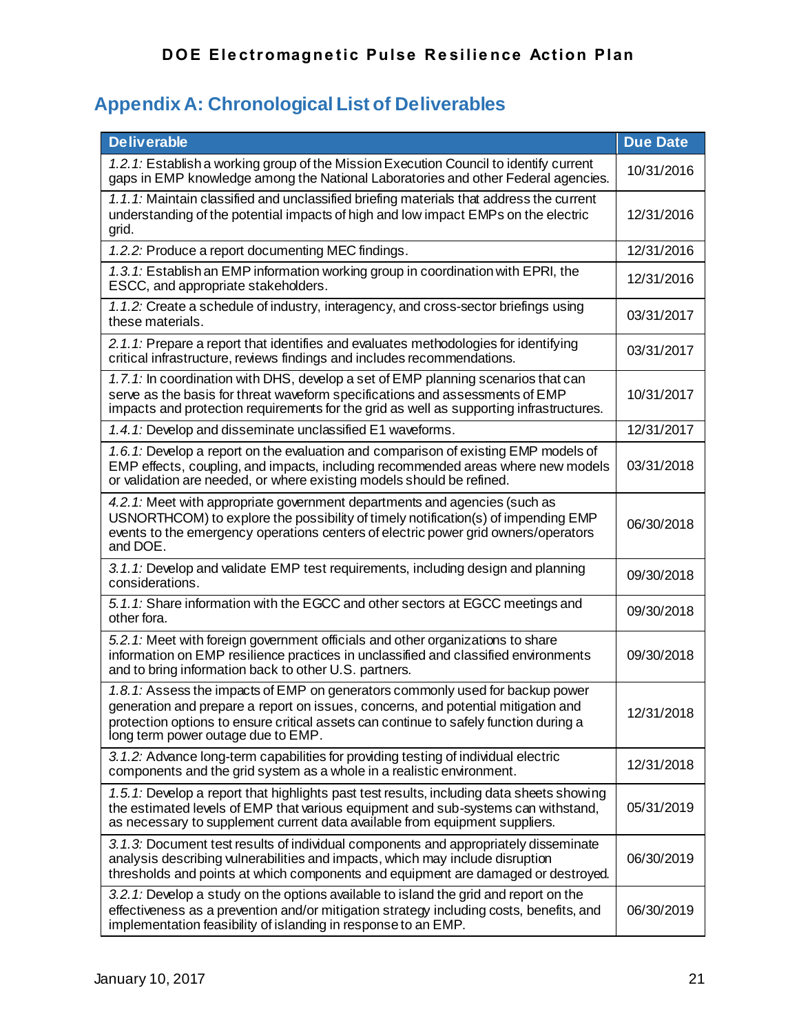## Appendix A: Chronological List of Deliverables

| Deliverable | Due Date |
|---|---|
| *1.2.1:* Establish a working group of the Mission Execution Council to identify current gaps in EMP knowledge among the National Laboratories and other Federal agencies. | 10/31/2016 |
| *1.1.1:* Maintain classified and unclassified briefing materials that address the current understanding of the potential impacts of high and low impact EMPs on the electric grid. | 12/31/2016 |
| *1.2.2:* Produce a report documenting MEC findings. | 12/31/2016 |
| *1.3.1:* Establish an EMP information working group in coordination with EPRI, the ESCC, and appropriate stakeholders. | 12/31/2016 |
| *1.1.2:* Create a schedule of industry, interagency, and cross-sector briefings using these materials. | 03/31/2017 |
| *2.1.1:* Prepare a report that identifies and evaluates methodologies for identifying critical infrastructure, reviews findings and includes recommendations. | 03/31/2017 |
| *1.7.1:* In coordination with DHS, develop a set of EMP planning scenarios that can serve as the basis for threat waveform specifications and assessments of EMP impacts and protection requirements for the grid as well as supporting infrastructures. | 10/31/2017 |
| *1.4.1:* Develop and disseminate unclassified E1 waveforms. | 12/31/2017 |
| *1.6.1:* Develop a report on the evaluation and comparison of existing EMP models of EMP effects, coupling, and impacts, including recommended areas where new models or validation are needed, or where existing models should be refined. | 03/31/2018 |
| *4.2.1:* Meet with appropriate government departments and agencies (such as USNORTHCOM) to explore the possibility of timely notification(s) of impending EMP events to the emergency operations centers of electric power grid owners/operators and DOE. | 06/30/2018 |
| *3.1.1:* Develop and validate EMP test requirements, including design and planning considerations. | 09/30/2018 |
| *5.1.1:* Share information with the EGCC and other sectors at EGCC meetings and other fora. | 09/30/2018 |
| *5.2.1:* Meet with foreign government officials and other organizations to share information on EMP resilience practices in unclassified and classified environments and to bring information back to other U.S. partners. | 09/30/2018 |
| *1.8.1:* Assess the impacts of EMP on generators commonly used for backup power generation and prepare a report on issues, concerns, and potential mitigation and protection options to ensure critical assets can continue to safely function during a long term power outage due to EMP. | 12/31/2018 |
| *3.1.2:* Advance long-term capabilities for providing testing of individual electric components and the grid system as a whole in a realistic environment. | 12/31/2018 |
| *1.5.1:* Develop a report that highlights past test results, including data sheets showing the estimated levels of EMP that various equipment and sub-systems can withstand, as necessary to supplement current data available from equipment suppliers. | 05/31/2019 |
| *3.1.3:* Document test results of individual components and appropriately disseminate analysis describing vulnerabilities and impacts, which may include disruption thresholds and points at which components and equipment are damaged or destroyed. | 06/30/2019 |
| *3.2.1:* Develop a study on the options available to island the grid and report on the effectiveness as a prevention and/or mitigation strategy including costs, benefits, and implementation feasibility of islanding in response to an EMP. | 06/30/2019 |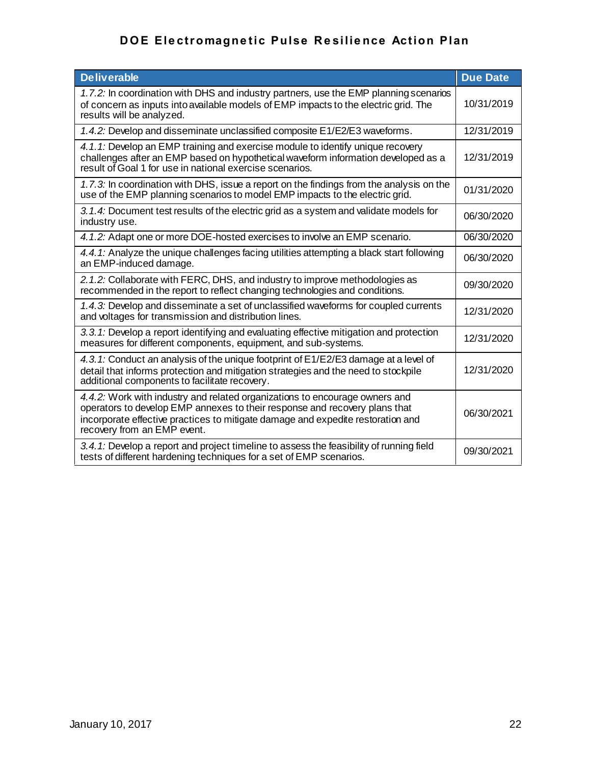| Deliverable | Due Date |
|---|---|
| *1.7.2:* In coordination with DHS and industry partners, use the EMP planning scenarios of concern as inputs into available models of EMP impacts to the electric grid. The results will be analyzed. | 10/31/2019 |
| *1.4.2:* Develop and disseminate unclassified composite E1/E2/E3 waveforms. | 12/31/2019 |
| *4.1.1:* Develop an EMP training and exercise module to identify unique recovery challenges after an EMP based on hypothetical waveform information developed as a result of Goal 1 for use in national exercise scenarios. | 12/31/2019 |
| *1.7.3:* In coordination with DHS, issue a report on the findings from the analysis on the use of the EMP planning scenarios to model EMP impacts to the electric grid. | 01/31/2020 |
| *3.1.4:* Document test results of the electric grid as a system and validate models for industry use. | 06/30/2020 |
| *4.1.2:* Adapt one or more DOE-hosted exercises to involve an EMP scenario. | 06/30/2020 |
| *4.4.1:* Analyze the unique challenges facing utilities attempting a black start following an EMP-induced damage. | 06/30/2020 |
| *2.1.2:* Collaborate with FERC, DHS, and industry to improve methodologies as recommended in the report to reflect changing technologies and conditions. | 09/30/2020 |
| *1.4.3:* Develop and disseminate a set of unclassified waveforms for coupled currents and voltages for transmission and distribution lines. | 12/31/2020 |
| *3.3.1:* Develop a report identifying and evaluating effective mitigation and protection measures for different components, equipment, and sub-systems. | 12/31/2020 |
| *4.3.1:* Conduct an analysis of the unique footprint of E1/E2/E3 damage at a level of detail that informs protection and mitigation strategies and the need to stockpile additional components to facilitate recovery. | 12/31/2020 |
| *4.4.2:* Work with industry and related organizations to encourage owners and operators to develop EMP annexes to their response and recovery plans that incorporate effective practices to mitigate damage and expedite restoration and recovery from an EMP event. | 06/30/2021 |
| *3.4.1:* Develop a report and project timeline to assess the feasibility of running field tests of different hardening techniques for a set of EMP scenarios. | 09/30/2021 |